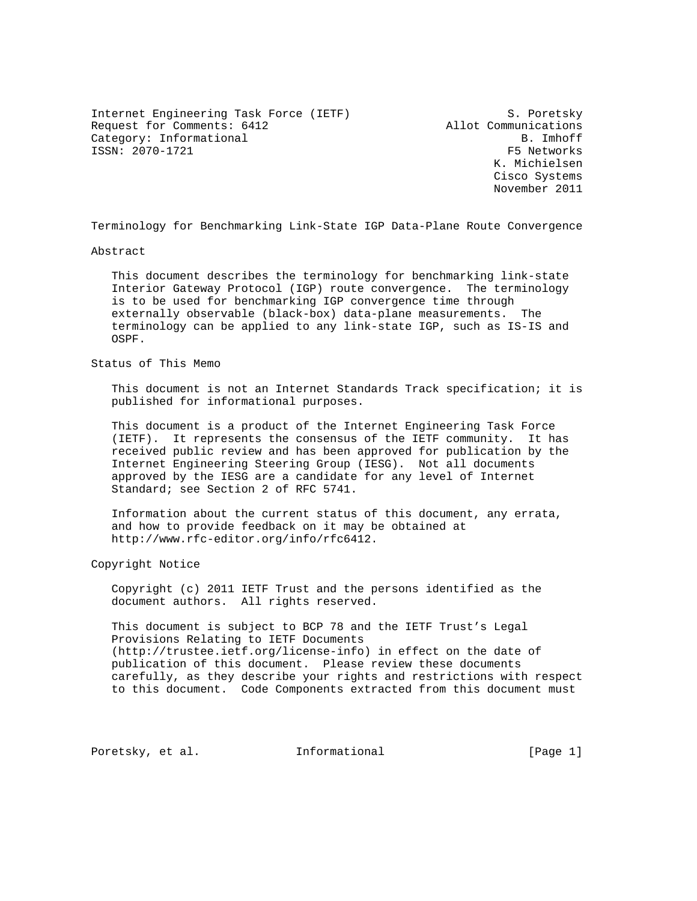Internet Engineering Task Force (IETF) S. Poretsky
Request for Comments: 6412 Allot Communications
Category: Informational B. Imhoff
ISSN: 2070-1721 F5 Networks
K. Michielsen
Cisco Systems
November 2011

# Terminology for Benchmarking Link-State IGP Data-Plane Route Convergence

## Abstract

This document describes the terminology for benchmarking link-state Interior Gateway Protocol (IGP) route convergence. The terminology is to be used for benchmarking IGP convergence time through externally observable (black-box) data-plane measurements. The terminology can be applied to any link-state IGP, such as IS-IS and OSPF.

## Status of This Memo

This document is not an Internet Standards Track specification; it is published for informational purposes.

This document is a product of the Internet Engineering Task Force (IETF). It represents the consensus of the IETF community. It has received public review and has been approved for publication by the Internet Engineering Steering Group (IESG). Not all documents approved by the IESG are a candidate for any level of Internet Standard; see Section 2 of RFC 5741.

Information about the current status of this document, any errata, and how to provide feedback on it may be obtained at http://www.rfc-editor.org/info/rfc6412.

## Copyright Notice

Copyright (c) 2011 IETF Trust and the persons identified as the document authors. All rights reserved.

This document is subject to BCP 78 and the IETF Trust's Legal Provisions Relating to IETF Documents (http://trustee.ietf.org/license-info) in effect on the date of publication of this document. Please review these documents carefully, as they describe your rights and restrictions with respect to this document. Code Components extracted from this document must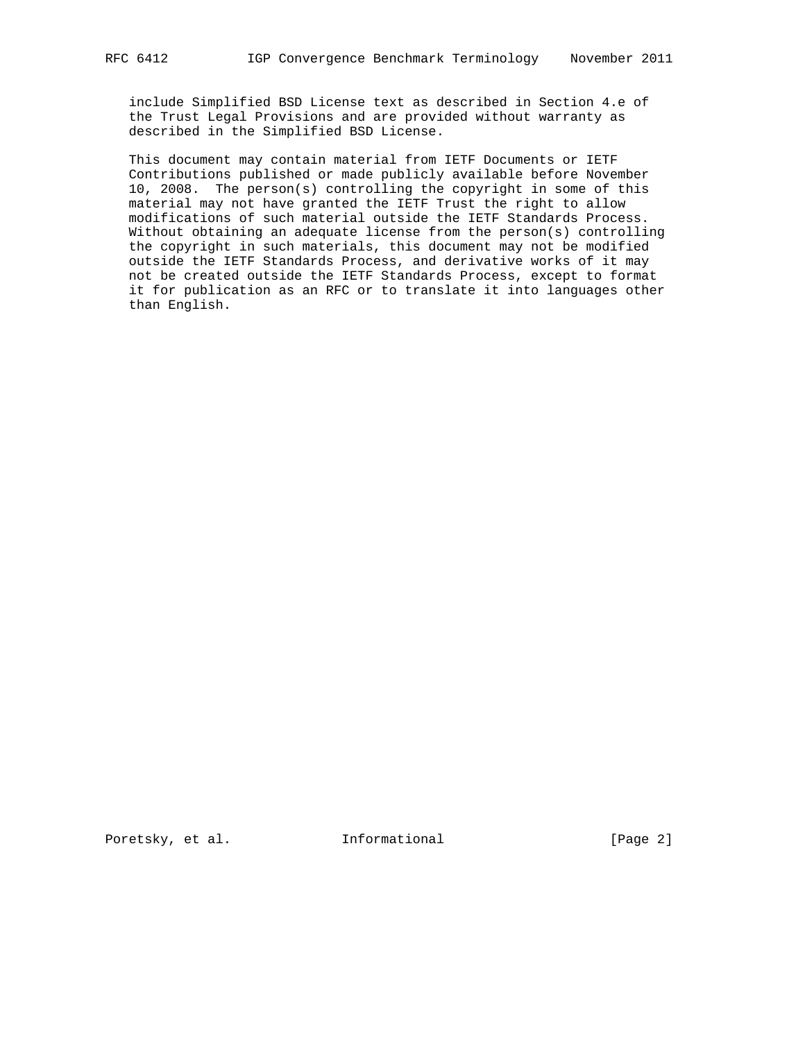include Simplified BSD License text as described in Section 4.e of the Trust Legal Provisions and are provided without warranty as described in the Simplified BSD License.

This document may contain material from IETF Documents or IETF Contributions published or made publicly available before November 10, 2008. The person(s) controlling the copyright in some of this material may not have granted the IETF Trust the right to allow modifications of such material outside the IETF Standards Process. Without obtaining an adequate license from the person(s) controlling the copyright in such materials, this document may not be modified outside the IETF Standards Process, and derivative works of it may not be created outside the IETF Standards Process, except to format it for publication as an RFC or to translate it into languages other than English.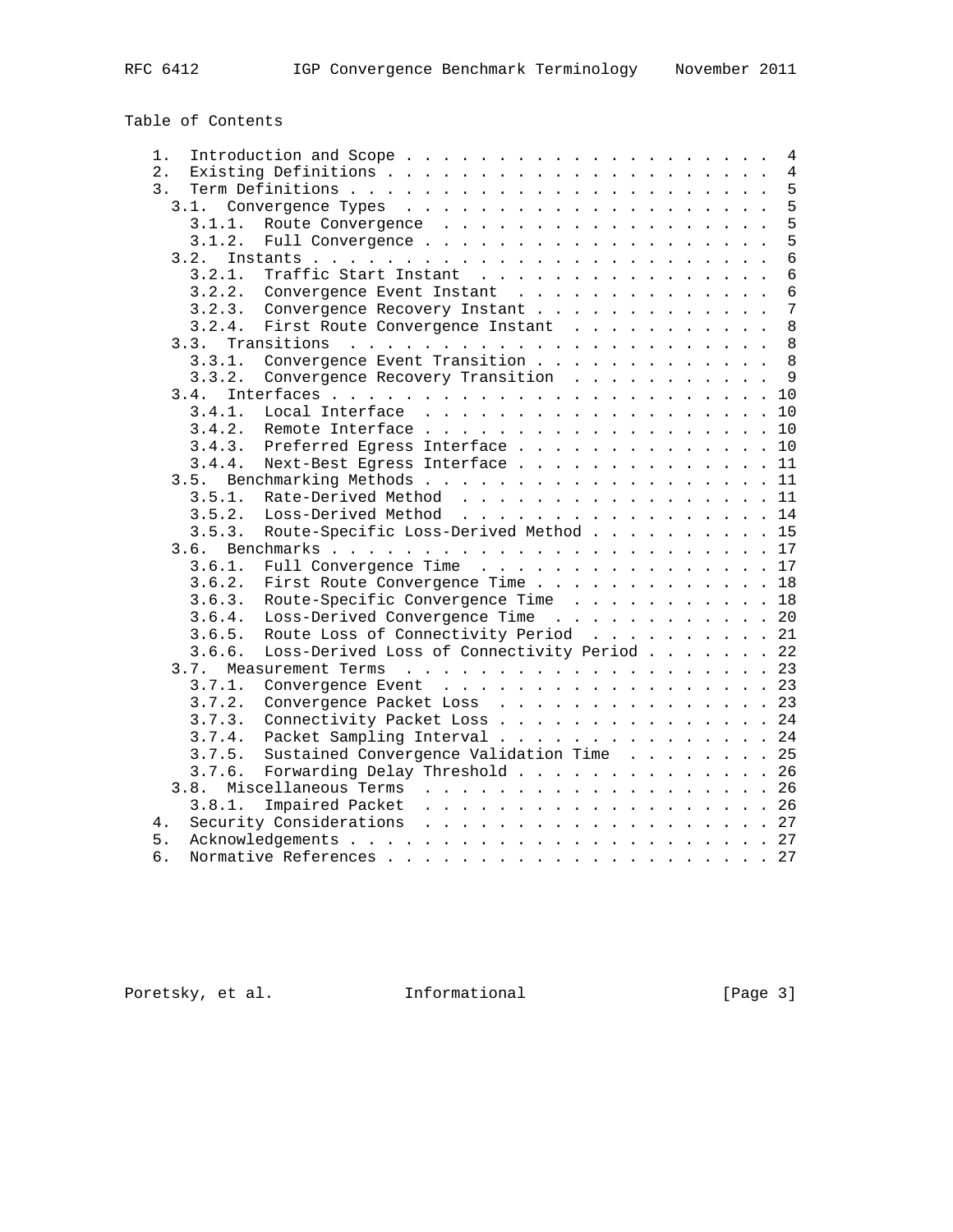Table of Contents

```
   1.  Introduction and Scope . . . . . . . . . . . . . . . . . . . .  4
   2.  Existing Definitions . . . . . . . . . . . . . . . . . . . . .  4
   3.  Term Definitions . . . . . . . . . . . . . . . . . . . . . . .  5
     3.1.  Convergence Types  . . . . . . . . . . . . . . . . . . . .  5
       3.1.1.  Route Convergence  . . . . . . . . . . . . . . . . . .  5
       3.1.2.  Full Convergence . . . . . . . . . . . . . . . . . . .  5
     3.2.  Instants . . . . . . . . . . . . . . . . . . . . . . . . .  6
       3.2.1.  Traffic Start Instant  . . . . . . . . . . . . . . . .  6
       3.2.2.  Convergence Event Instant  . . . . . . . . . . . . . .  6
       3.2.3.  Convergence Recovery Instant . . . . . . . . . . . . .  7
       3.2.4.  First Route Convergence Instant  . . . . . . . . . . .  8
     3.3.  Transitions  . . . . . . . . . . . . . . . . . . . . . . .  8
       3.3.1.  Convergence Event Transition . . . . . . . . . . . . .  8
       3.3.2.  Convergence Recovery Transition  . . . . . . . . . . .  9
     3.4.  Interfaces . . . . . . . . . . . . . . . . . . . . . . . . 10
       3.4.1.  Local Interface  . . . . . . . . . . . . . . . . . . . 10
       3.4.2.  Remote Interface . . . . . . . . . . . . . . . . . . . 10
       3.4.3.  Preferred Egress Interface . . . . . . . . . . . . . . 10
       3.4.4.  Next-Best Egress Interface . . . . . . . . . . . . . . 11
     3.5.  Benchmarking Methods . . . . . . . . . . . . . . . . . . . 11
       3.5.1.  Rate-Derived Method  . . . . . . . . . . . . . . . . . 11
       3.5.2.  Loss-Derived Method  . . . . . . . . . . . . . . . . . 14
       3.5.3.  Route-Specific Loss-Derived Method . . . . . . . . . . 15
     3.6.  Benchmarks . . . . . . . . . . . . . . . . . . . . . . . . 17
       3.6.1.  Full Convergence Time  . . . . . . . . . . . . . . . . 17
       3.6.2.  First Route Convergence Time . . . . . . . . . . . . . 18
       3.6.3.  Route-Specific Convergence Time  . . . . . . . . . . . 18
       3.6.4.  Loss-Derived Convergence Time  . . . . . . . . . . . . 20
       3.6.5.  Route Loss of Connectivity Period  . . . . . . . . . . 21
       3.6.6.  Loss-Derived Loss of Connectivity Period . . . . . . . 22
     3.7.  Measurement Terms  . . . . . . . . . . . . . . . . . . . . 23
       3.7.1.  Convergence Event  . . . . . . . . . . . . . . . . . . 23
       3.7.2.  Convergence Packet Loss  . . . . . . . . . . . . . . . 23
       3.7.3.  Connectivity Packet Loss . . . . . . . . . . . . . . . 24
       3.7.4.  Packet Sampling Interval . . . . . . . . . . . . . . . 24
       3.7.5.  Sustained Convergence Validation Time  . . . . . . . . 25
       3.7.6.  Forwarding Delay Threshold . . . . . . . . . . . . . . 26
     3.8.  Miscellaneous Terms  . . . . . . . . . . . . . . . . . . . 26
       3.8.1.  Impaired Packet  . . . . . . . . . . . . . . . . . . . 26
   4.  Security Considerations  . . . . . . . . . . . . . . . . . . . 27
   5.  Acknowledgements . . . . . . . . . . . . . . . . . . . . . . . 27
   6.  Normative References . . . . . . . . . . . . . . . . . . . . . 27
```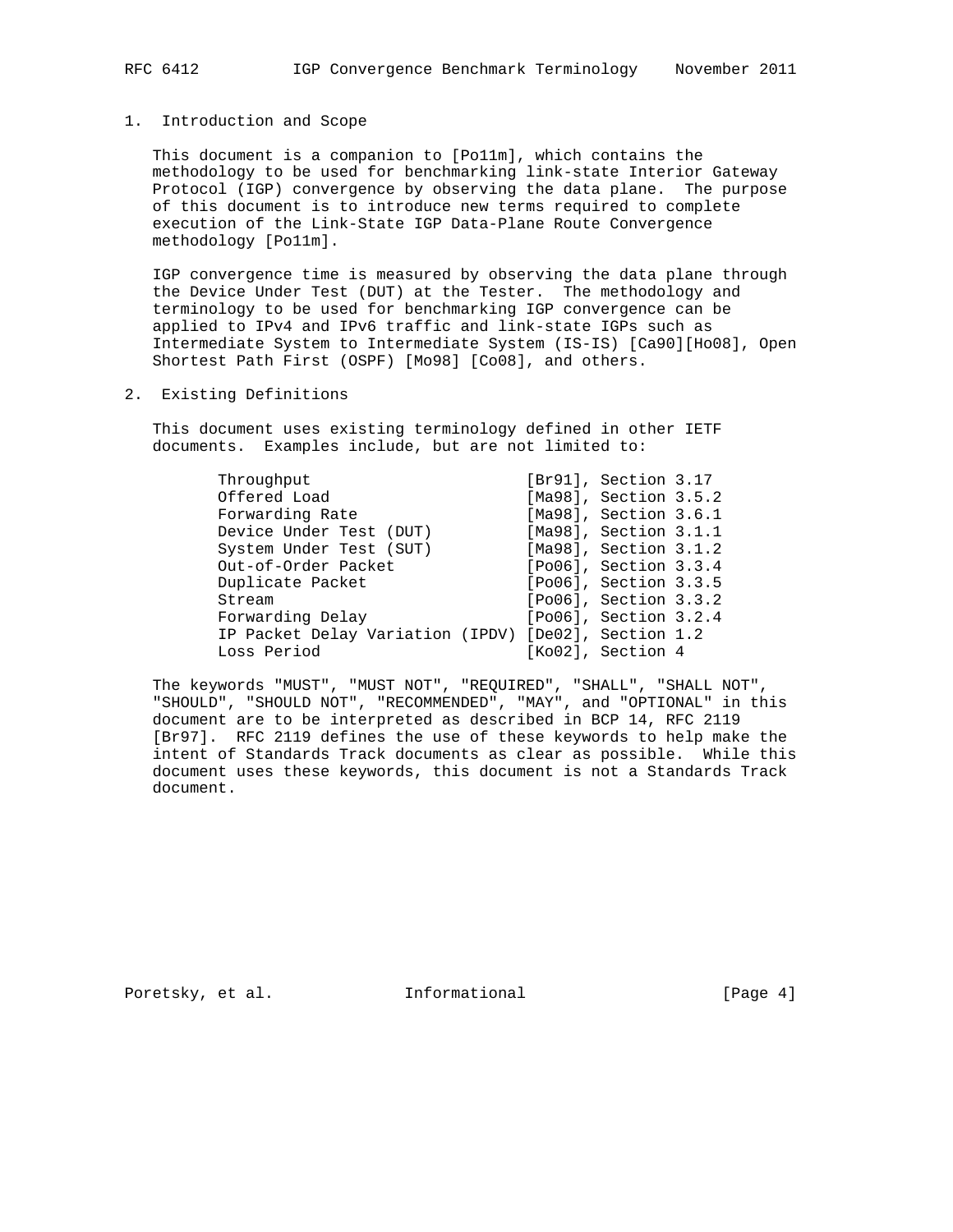## 1. Introduction and Scope

This document is a companion to [Po11m], which contains the methodology to be used for benchmarking link-state Interior Gateway Protocol (IGP) convergence by observing the data plane. The purpose of this document is to introduce new terms required to complete execution of the Link-State IGP Data-Plane Route Convergence methodology [Po11m].

IGP convergence time is measured by observing the data plane through the Device Under Test (DUT) at the Tester. The methodology and terminology to be used for benchmarking IGP convergence can be applied to IPv4 and IPv6 traffic and link-state IGPs such as Intermediate System to Intermediate System (IS-IS) [Ca90][Ho08], Open Shortest Path First (OSPF) [Mo98] [Co08], and others.

## 2. Existing Definitions

This document uses existing terminology defined in other IETF documents. Examples include, but are not limited to:

| Term | Reference |
|---|---|
| Throughput | [Br91], Section 3.17 |
| Offered Load | [Ma98], Section 3.5.2 |
| Forwarding Rate | [Ma98], Section 3.6.1 |
| Device Under Test (DUT) | [Ma98], Section 3.1.1 |
| System Under Test (SUT) | [Ma98], Section 3.1.2 |
| Out-of-Order Packet | [Po06], Section 3.3.4 |
| Duplicate Packet | [Po06], Section 3.3.5 |
| Stream | [Po06], Section 3.3.2 |
| Forwarding Delay | [Po06], Section 3.2.4 |
| IP Packet Delay Variation (IPDV) | [De02], Section 1.2 |
| Loss Period | [Ko02], Section 4 |

The keywords "MUST", "MUST NOT", "REQUIRED", "SHALL", "SHALL NOT", "SHOULD", "SHOULD NOT", "RECOMMENDED", "MAY", and "OPTIONAL" in this document are to be interpreted as described in BCP 14, RFC 2119 [Br97]. RFC 2119 defines the use of these keywords to help make the intent of Standards Track documents as clear as possible. While this document uses these keywords, this document is not a Standards Track document.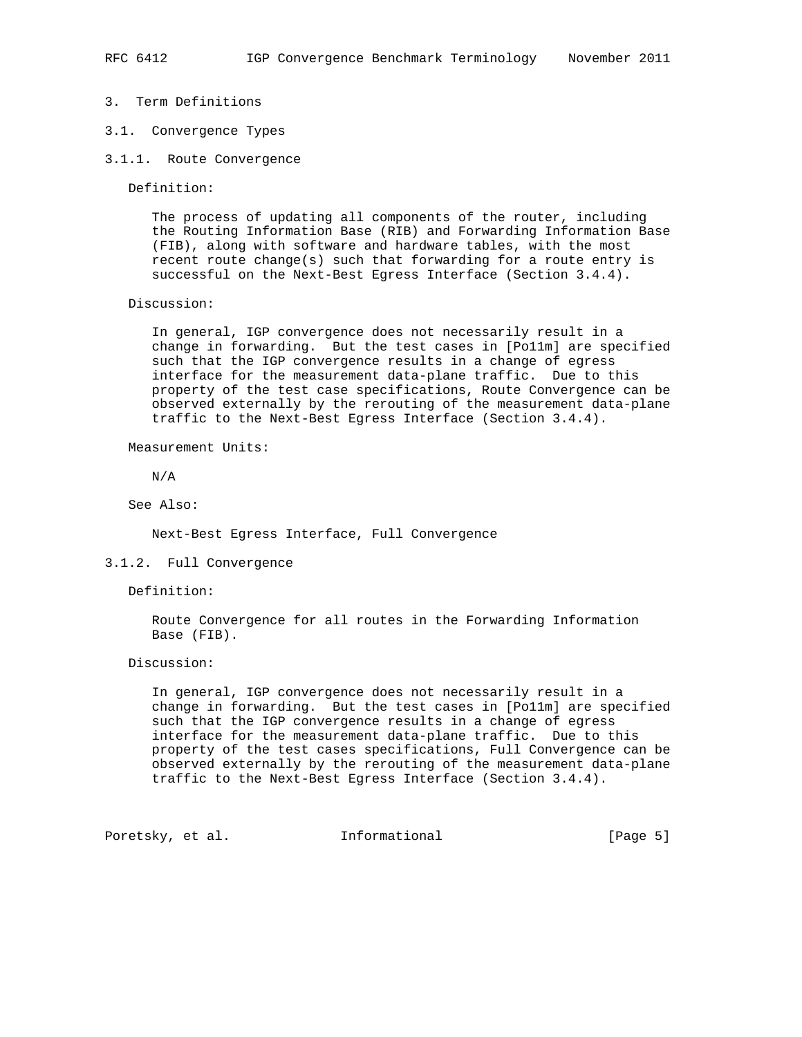# 3. Term Definitions

## 3.1. Convergence Types

### 3.1.1. Route Convergence

Definition:

The process of updating all components of the router, including the Routing Information Base (RIB) and Forwarding Information Base (FIB), along with software and hardware tables, with the most recent route change(s) such that forwarding for a route entry is successful on the Next-Best Egress Interface (Section 3.4.4).

Discussion:

In general, IGP convergence does not necessarily result in a change in forwarding. But the test cases in [Po11m] are specified such that the IGP convergence results in a change of egress interface for the measurement data-plane traffic. Due to this property of the test case specifications, Route Convergence can be observed externally by the rerouting of the measurement data-plane traffic to the Next-Best Egress Interface (Section 3.4.4).

Measurement Units:

N/A

See Also:

Next-Best Egress Interface, Full Convergence

### 3.1.2. Full Convergence

Definition:

Route Convergence for all routes in the Forwarding Information Base (FIB).

Discussion:

In general, IGP convergence does not necessarily result in a change in forwarding. But the test cases in [Po11m] are specified such that the IGP convergence results in a change of egress interface for the measurement data-plane traffic. Due to this property of the test cases specifications, Full Convergence can be observed externally by the rerouting of the measurement data-plane traffic to the Next-Best Egress Interface (Section 3.4.4).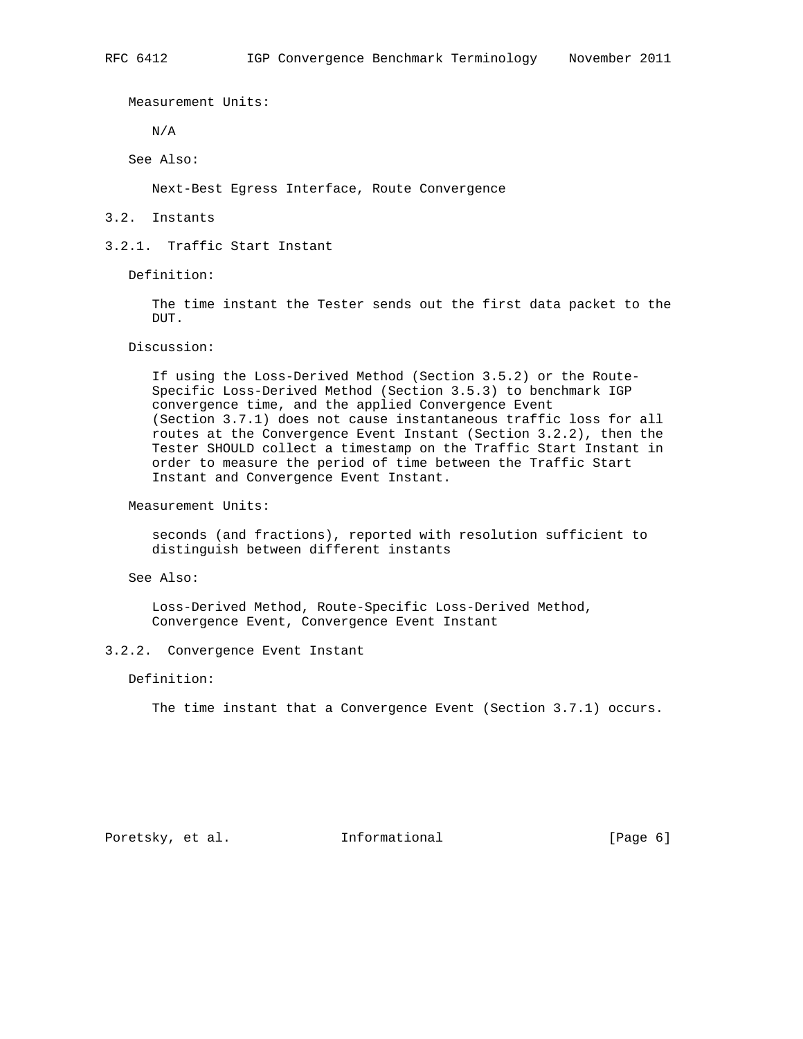Measurement Units:

N/A

See Also:

Next-Best Egress Interface, Route Convergence

## 3.2. Instants

### 3.2.1. Traffic Start Instant

Definition:

The time instant the Tester sends out the first data packet to the DUT.

Discussion:

If using the Loss-Derived Method (Section 3.5.2) or the Route-Specific Loss-Derived Method (Section 3.5.3) to benchmark IGP convergence time, and the applied Convergence Event (Section 3.7.1) does not cause instantaneous traffic loss for all routes at the Convergence Event Instant (Section 3.2.2), then the Tester SHOULD collect a timestamp on the Traffic Start Instant in order to measure the period of time between the Traffic Start Instant and Convergence Event Instant.

Measurement Units:

seconds (and fractions), reported with resolution sufficient to distinguish between different instants

See Also:

Loss-Derived Method, Route-Specific Loss-Derived Method, Convergence Event, Convergence Event Instant

### 3.2.2. Convergence Event Instant

Definition:

The time instant that a Convergence Event (Section 3.7.1) occurs.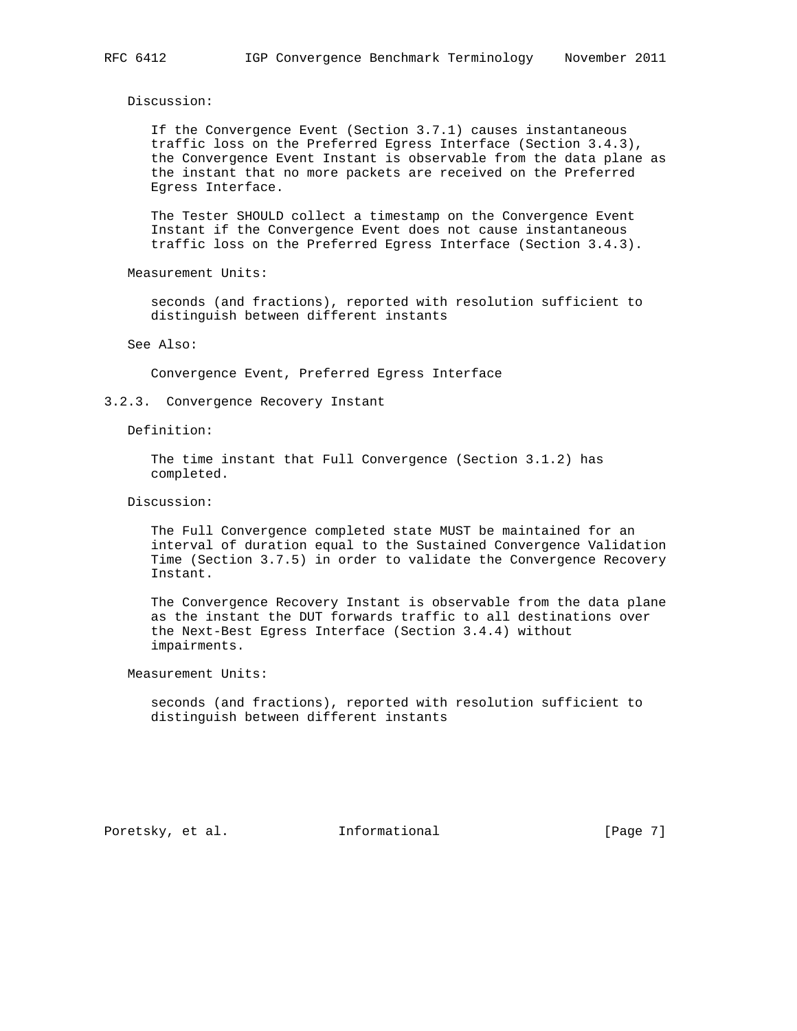Discussion:

If the Convergence Event (Section 3.7.1) causes instantaneous traffic loss on the Preferred Egress Interface (Section 3.4.3), the Convergence Event Instant is observable from the data plane as the instant that no more packets are received on the Preferred Egress Interface.

The Tester SHOULD collect a timestamp on the Convergence Event Instant if the Convergence Event does not cause instantaneous traffic loss on the Preferred Egress Interface (Section 3.4.3).

Measurement Units:

seconds (and fractions), reported with resolution sufficient to distinguish between different instants

See Also:

Convergence Event, Preferred Egress Interface

### 3.2.3. Convergence Recovery Instant

Definition:

The time instant that Full Convergence (Section 3.1.2) has completed.

Discussion:

The Full Convergence completed state MUST be maintained for an interval of duration equal to the Sustained Convergence Validation Time (Section 3.7.5) in order to validate the Convergence Recovery Instant.

The Convergence Recovery Instant is observable from the data plane as the instant the DUT forwards traffic to all destinations over the Next-Best Egress Interface (Section 3.4.4) without impairments.

Measurement Units:

seconds (and fractions), reported with resolution sufficient to distinguish between different instants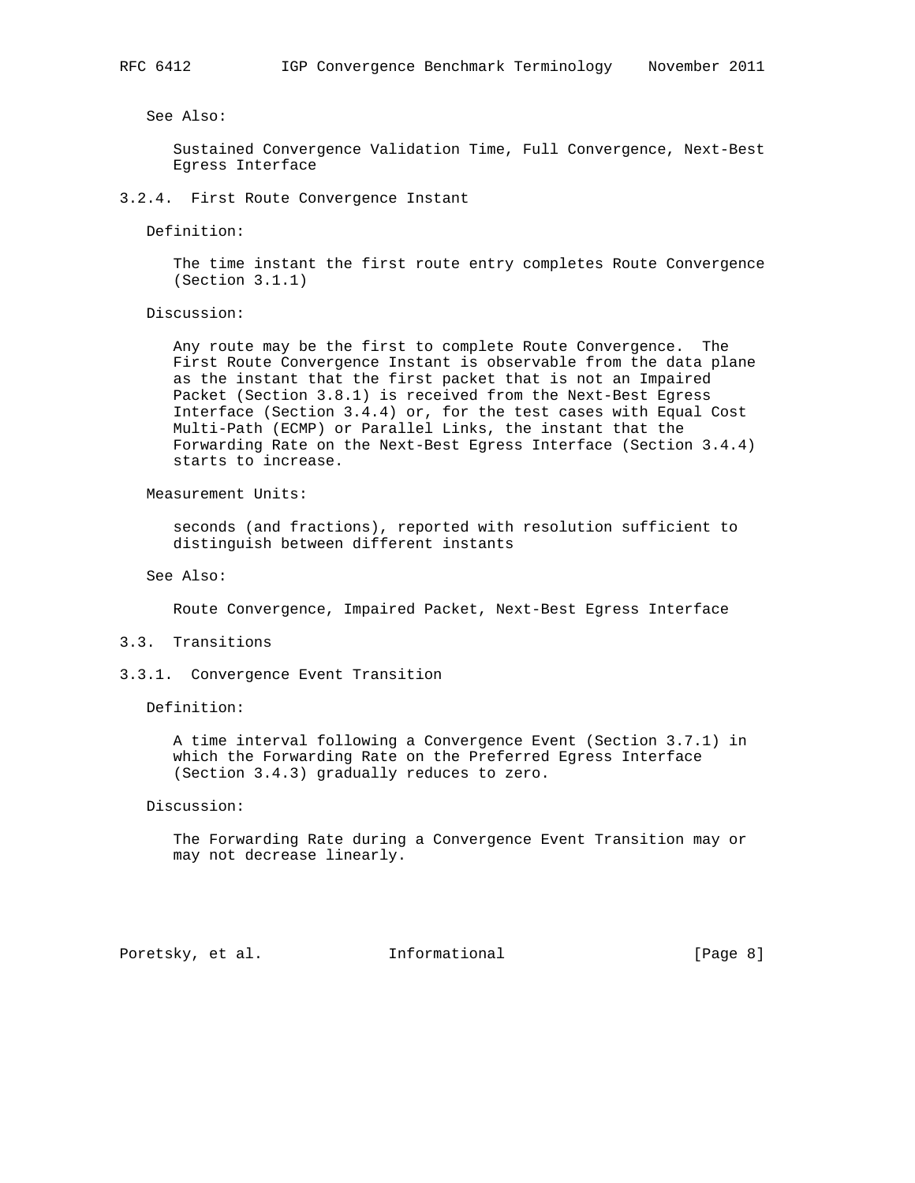See Also:

Sustained Convergence Validation Time, Full Convergence, Next-Best Egress Interface

### 3.2.4. First Route Convergence Instant

Definition:

The time instant the first route entry completes Route Convergence (Section 3.1.1)

Discussion:

Any route may be the first to complete Route Convergence. The First Route Convergence Instant is observable from the data plane as the instant that the first packet that is not an Impaired Packet (Section 3.8.1) is received from the Next-Best Egress Interface (Section 3.4.4) or, for the test cases with Equal Cost Multi-Path (ECMP) or Parallel Links, the instant that the Forwarding Rate on the Next-Best Egress Interface (Section 3.4.4) starts to increase.

Measurement Units:

seconds (and fractions), reported with resolution sufficient to distinguish between different instants

See Also:

Route Convergence, Impaired Packet, Next-Best Egress Interface

## 3.3. Transitions

### 3.3.1. Convergence Event Transition

Definition:

A time interval following a Convergence Event (Section 3.7.1) in which the Forwarding Rate on the Preferred Egress Interface (Section 3.4.3) gradually reduces to zero.

Discussion:

The Forwarding Rate during a Convergence Event Transition may or may not decrease linearly.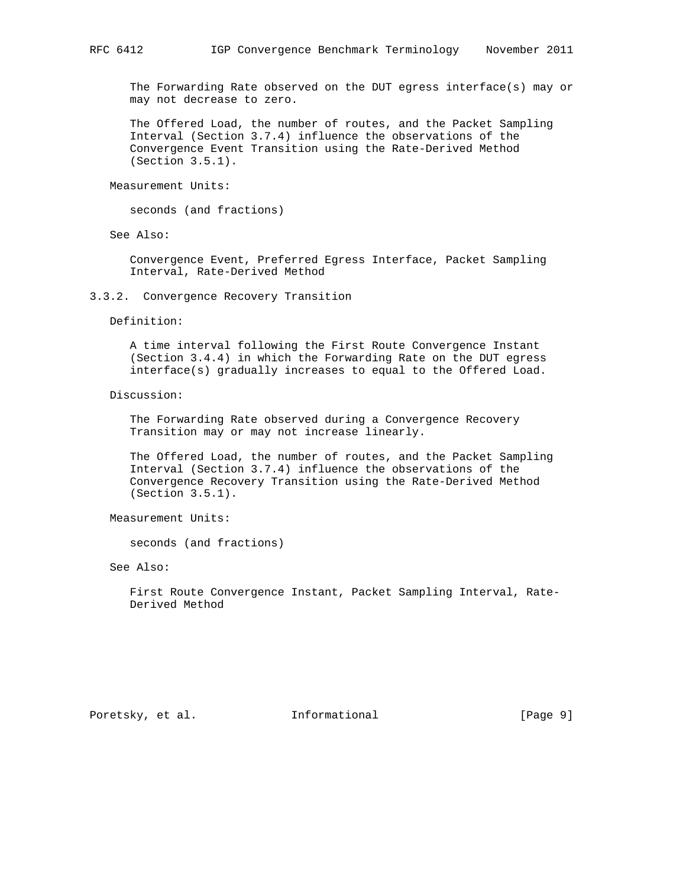The Forwarding Rate observed on the DUT egress interface(s) may or may not decrease to zero.

The Offered Load, the number of routes, and the Packet Sampling Interval (Section 3.7.4) influence the observations of the Convergence Event Transition using the Rate-Derived Method (Section 3.5.1).

Measurement Units:

seconds (and fractions)

See Also:

Convergence Event, Preferred Egress Interface, Packet Sampling Interval, Rate-Derived Method

### 3.3.2. Convergence Recovery Transition

Definition:

A time interval following the First Route Convergence Instant (Section 3.4.4) in which the Forwarding Rate on the DUT egress interface(s) gradually increases to equal to the Offered Load.

Discussion:

The Forwarding Rate observed during a Convergence Recovery Transition may or may not increase linearly.

The Offered Load, the number of routes, and the Packet Sampling Interval (Section 3.7.4) influence the observations of the Convergence Recovery Transition using the Rate-Derived Method (Section 3.5.1).

Measurement Units:

seconds (and fractions)

See Also:

First Route Convergence Instant, Packet Sampling Interval, Rate-Derived Method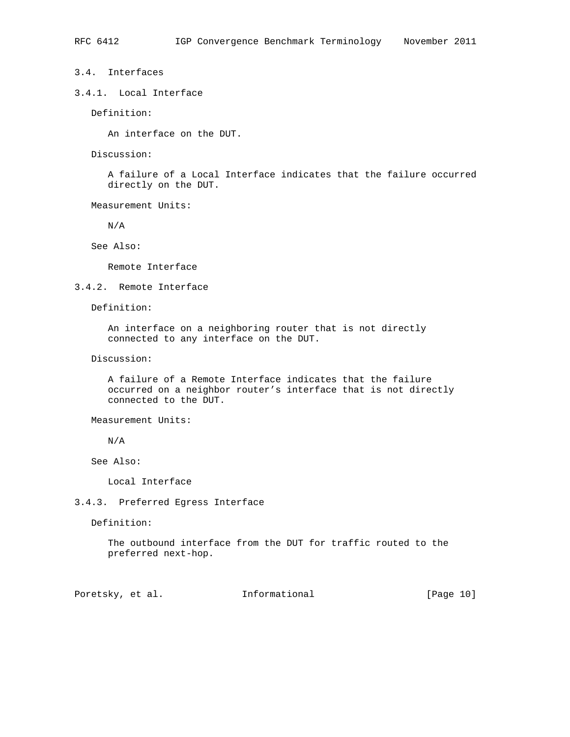### 3.4. Interfaces

#### 3.4.1. Local Interface

Definition:

An interface on the DUT.

Discussion:

A failure of a Local Interface indicates that the failure occurred directly on the DUT.

Measurement Units:

N/A

See Also:

Remote Interface

#### 3.4.2. Remote Interface

Definition:

An interface on a neighboring router that is not directly connected to any interface on the DUT.

Discussion:

A failure of a Remote Interface indicates that the failure occurred on a neighbor router's interface that is not directly connected to the DUT.

Measurement Units:

N/A

See Also:

Local Interface

#### 3.4.3. Preferred Egress Interface

Definition:

The outbound interface from the DUT for traffic routed to the preferred next-hop.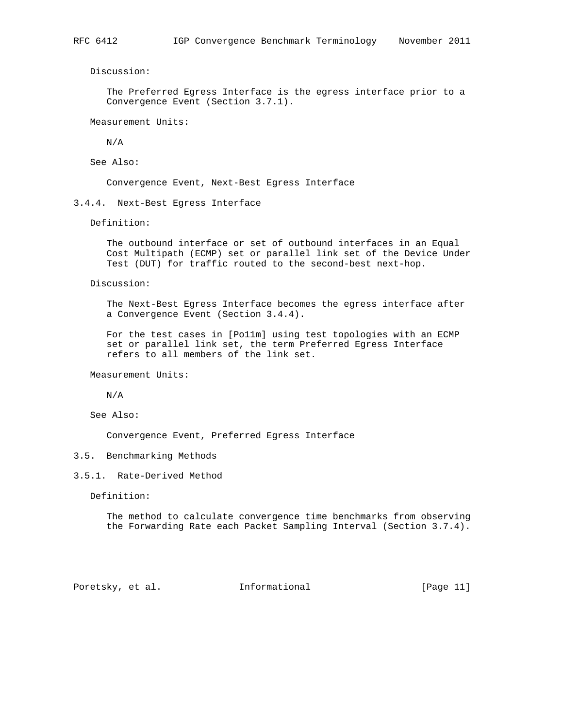Discussion:

The Preferred Egress Interface is the egress interface prior to a Convergence Event (Section 3.7.1).

Measurement Units:

N/A

See Also:

Convergence Event, Next-Best Egress Interface

### 3.4.4. Next-Best Egress Interface

Definition:

The outbound interface or set of outbound interfaces in an Equal Cost Multipath (ECMP) set or parallel link set of the Device Under Test (DUT) for traffic routed to the second-best next-hop.

Discussion:

The Next-Best Egress Interface becomes the egress interface after a Convergence Event (Section 3.4.4).

For the test cases in [Po11m] using test topologies with an ECMP set or parallel link set, the term Preferred Egress Interface refers to all members of the link set.

Measurement Units:

N/A

See Also:

Convergence Event, Preferred Egress Interface

## 3.5. Benchmarking Methods

### 3.5.1. Rate-Derived Method

Definition:

The method to calculate convergence time benchmarks from observing the Forwarding Rate each Packet Sampling Interval (Section 3.7.4).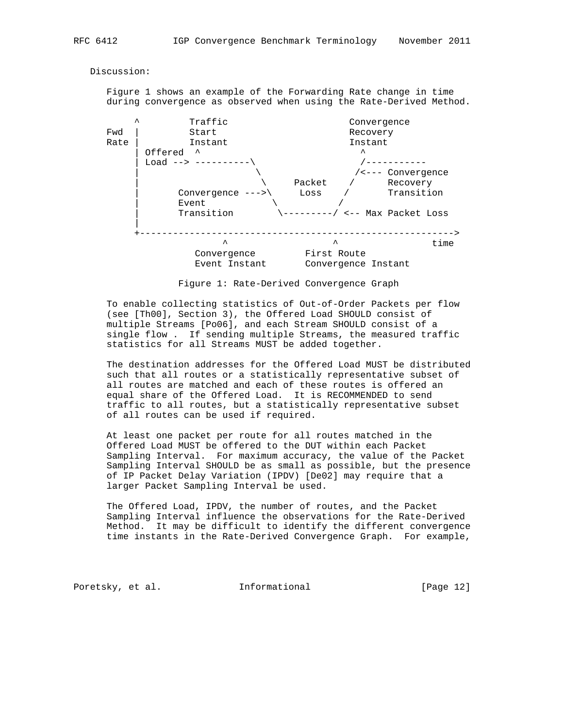Discussion:

Figure 1 shows an example of the Forwarding Rate change in time during convergence as observed when using the Rate-Derived Method.

```
     ^         Traffic                      Convergence
Fwd  |         Start                        Recovery
Rate |         Instant                      Instant
     | Offered  ^                             ^
     | Load --> ----------\                   /-----------
     |                     \                 /<--- Convergence
     |                      \     Packet    /      Recovery
     |       Convergence --->\     Loss    /       Transition
     |       Event            \           /
     |       Transition        \---------/ <-- Max Packet Loss
     |
     +--------------------------------------------------------->
                    ^                   ^                 time
               Convergence         First Route
               Event Instant       Convergence Instant
```

Figure 1: Rate-Derived Convergence Graph

To enable collecting statistics of Out-of-Order Packets per flow (see [Th00], Section 3), the Offered Load SHOULD consist of multiple Streams [Po06], and each Stream SHOULD consist of a single flow . If sending multiple Streams, the measured traffic statistics for all Streams MUST be added together.

The destination addresses for the Offered Load MUST be distributed such that all routes or a statistically representative subset of all routes are matched and each of these routes is offered an equal share of the Offered Load. It is RECOMMENDED to send traffic to all routes, but a statistically representative subset of all routes can be used if required.

At least one packet per route for all routes matched in the Offered Load MUST be offered to the DUT within each Packet Sampling Interval. For maximum accuracy, the value of the Packet Sampling Interval SHOULD be as small as possible, but the presence of IP Packet Delay Variation (IPDV) [De02] may require that a larger Packet Sampling Interval be used.

The Offered Load, IPDV, the number of routes, and the Packet Sampling Interval influence the observations for the Rate-Derived Method. It may be difficult to identify the different convergence time instants in the Rate-Derived Convergence Graph. For example,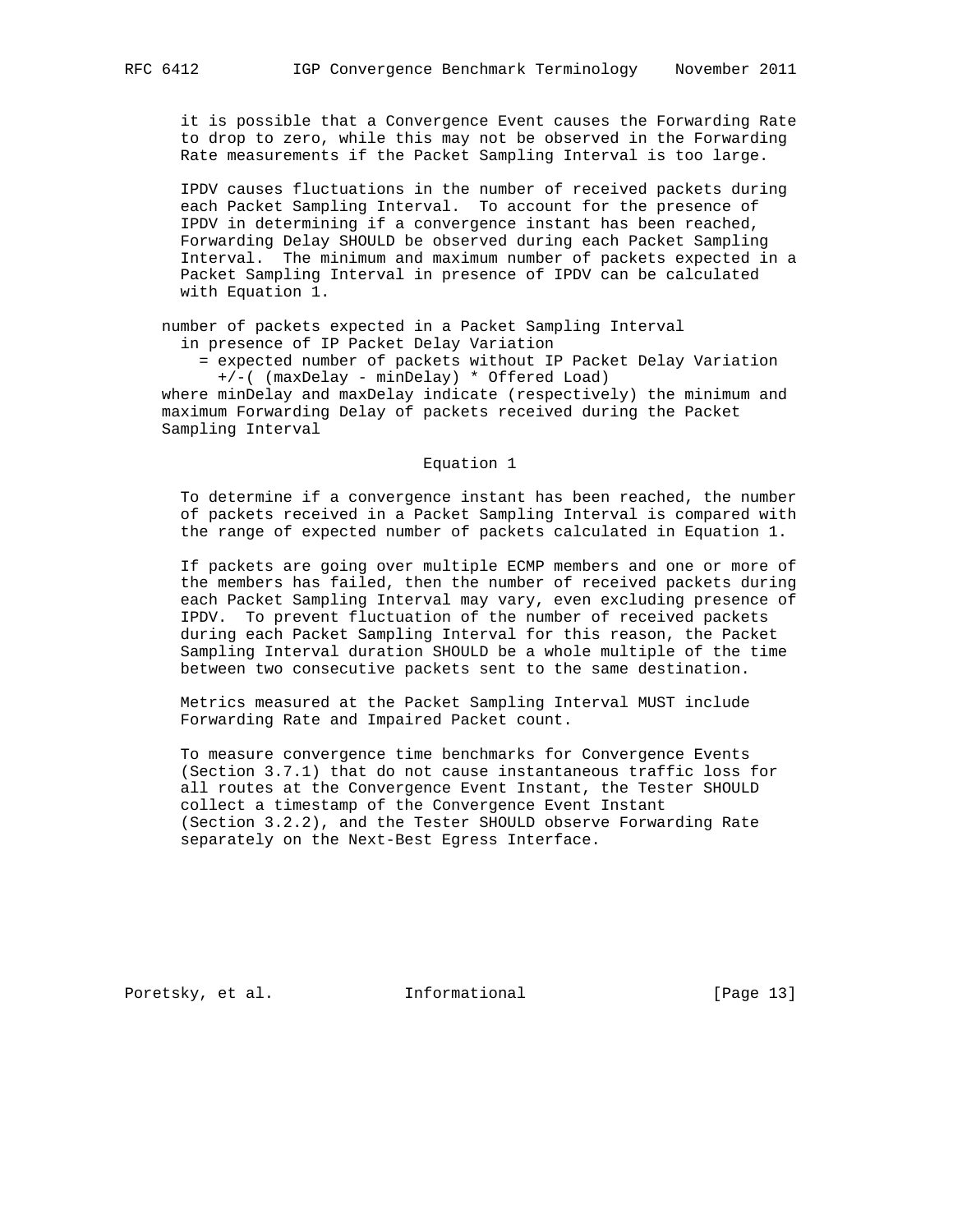it is possible that a Convergence Event causes the Forwarding Rate to drop to zero, while this may not be observed in the Forwarding Rate measurements if the Packet Sampling Interval is too large.

IPDV causes fluctuations in the number of received packets during each Packet Sampling Interval. To account for the presence of IPDV in determining if a convergence instant has been reached, Forwarding Delay SHOULD be observed during each Packet Sampling Interval. The minimum and maximum number of packets expected in a Packet Sampling Interval in presence of IPDV can be calculated with Equation 1.

```
number of packets expected in a Packet Sampling Interval
  in presence of IP Packet Delay Variation
    = expected number of packets without IP Packet Delay Variation
      +/-( (maxDelay - minDelay) * Offered Load)
where minDelay and maxDelay indicate (respectively) the minimum and
maximum Forwarding Delay of packets received during the Packet
Sampling Interval
```

Equation 1

To determine if a convergence instant has been reached, the number of packets received in a Packet Sampling Interval is compared with the range of expected number of packets calculated in Equation 1.

If packets are going over multiple ECMP members and one or more of the members has failed, then the number of received packets during each Packet Sampling Interval may vary, even excluding presence of IPDV. To prevent fluctuation of the number of received packets during each Packet Sampling Interval for this reason, the Packet Sampling Interval duration SHOULD be a whole multiple of the time between two consecutive packets sent to the same destination.

Metrics measured at the Packet Sampling Interval MUST include Forwarding Rate and Impaired Packet count.

To measure convergence time benchmarks for Convergence Events (Section 3.7.1) that do not cause instantaneous traffic loss for all routes at the Convergence Event Instant, the Tester SHOULD collect a timestamp of the Convergence Event Instant (Section 3.2.2), and the Tester SHOULD observe Forwarding Rate separately on the Next-Best Egress Interface.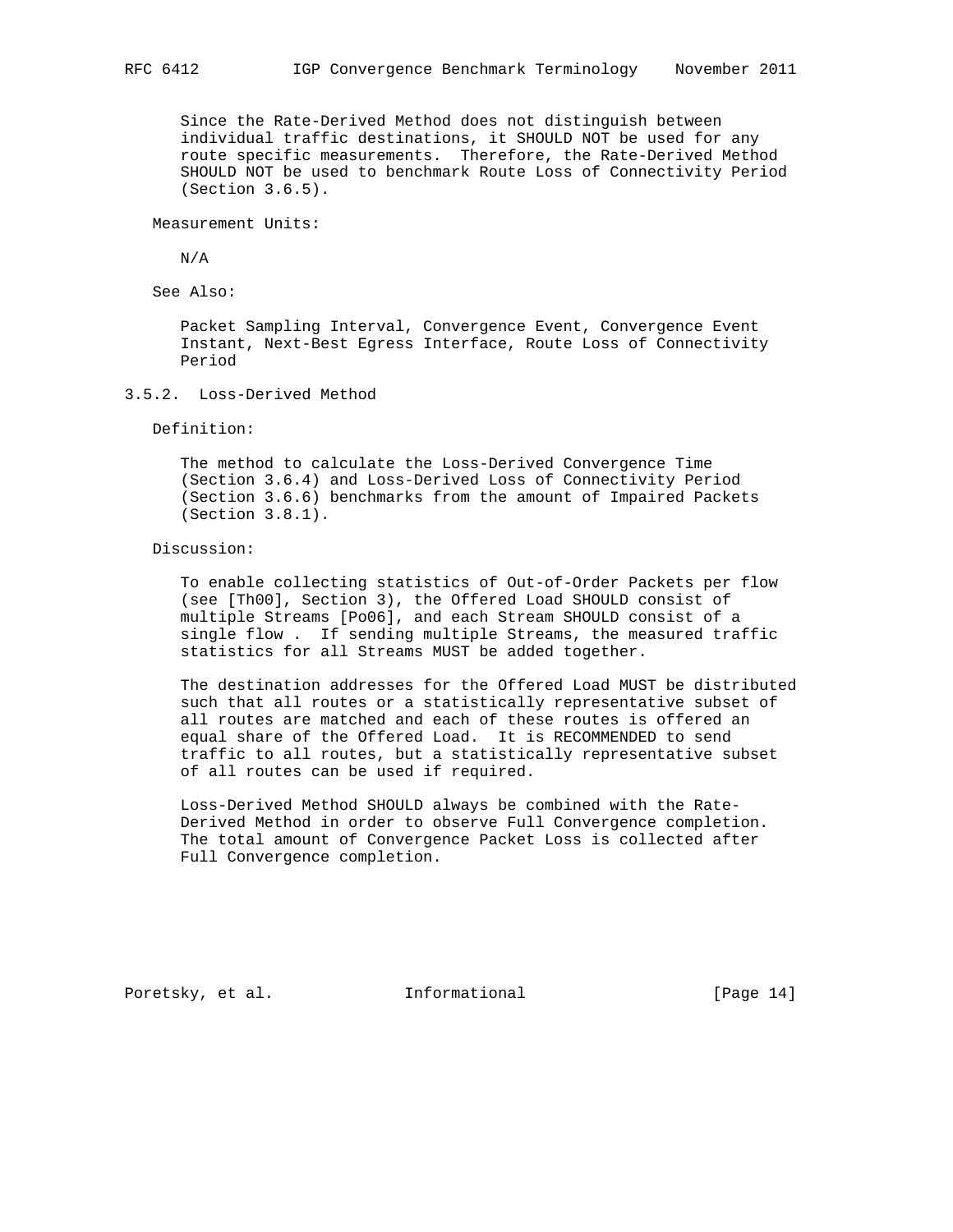Since the Rate-Derived Method does not distinguish between individual traffic destinations, it SHOULD NOT be used for any route specific measurements. Therefore, the Rate-Derived Method SHOULD NOT be used to benchmark Route Loss of Connectivity Period (Section 3.6.5).

Measurement Units:

N/A

See Also:

Packet Sampling Interval, Convergence Event, Convergence Event Instant, Next-Best Egress Interface, Route Loss of Connectivity Period

### 3.5.2. Loss-Derived Method

Definition:

The method to calculate the Loss-Derived Convergence Time (Section 3.6.4) and Loss-Derived Loss of Connectivity Period (Section 3.6.6) benchmarks from the amount of Impaired Packets (Section 3.8.1).

Discussion:

To enable collecting statistics of Out-of-Order Packets per flow (see [Th00], Section 3), the Offered Load SHOULD consist of multiple Streams [Po06], and each Stream SHOULD consist of a single flow . If sending multiple Streams, the measured traffic statistics for all Streams MUST be added together.

The destination addresses for the Offered Load MUST be distributed such that all routes or a statistically representative subset of all routes are matched and each of these routes is offered an equal share of the Offered Load. It is RECOMMENDED to send traffic to all routes, but a statistically representative subset of all routes can be used if required.

Loss-Derived Method SHOULD always be combined with the Rate-Derived Method in order to observe Full Convergence completion. The total amount of Convergence Packet Loss is collected after Full Convergence completion.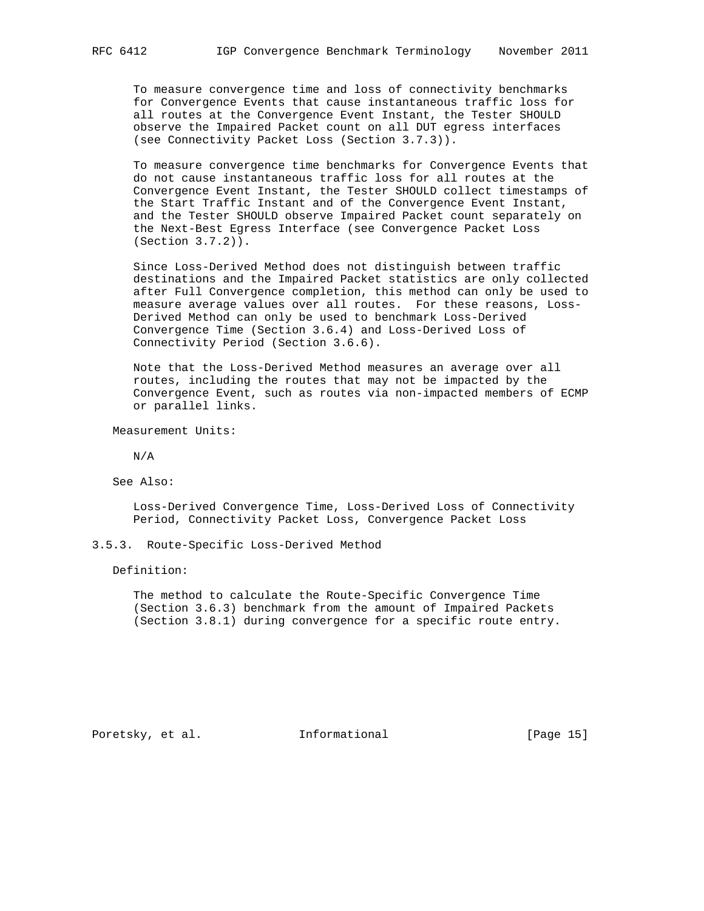To measure convergence time and loss of connectivity benchmarks for Convergence Events that cause instantaneous traffic loss for all routes at the Convergence Event Instant, the Tester SHOULD observe the Impaired Packet count on all DUT egress interfaces (see Connectivity Packet Loss (Section 3.7.3)).

To measure convergence time benchmarks for Convergence Events that do not cause instantaneous traffic loss for all routes at the Convergence Event Instant, the Tester SHOULD collect timestamps of the Start Traffic Instant and of the Convergence Event Instant, and the Tester SHOULD observe Impaired Packet count separately on the Next-Best Egress Interface (see Convergence Packet Loss (Section 3.7.2)).

Since Loss-Derived Method does not distinguish between traffic destinations and the Impaired Packet statistics are only collected after Full Convergence completion, this method can only be used to measure average values over all routes. For these reasons, Loss-Derived Method can only be used to benchmark Loss-Derived Convergence Time (Section 3.6.4) and Loss-Derived Loss of Connectivity Period (Section 3.6.6).

Note that the Loss-Derived Method measures an average over all routes, including the routes that may not be impacted by the Convergence Event, such as routes via non-impacted members of ECMP or parallel links.

Measurement Units:

N/A

See Also:

Loss-Derived Convergence Time, Loss-Derived Loss of Connectivity Period, Connectivity Packet Loss, Convergence Packet Loss

### 3.5.3. Route-Specific Loss-Derived Method

Definition:

The method to calculate the Route-Specific Convergence Time (Section 3.6.3) benchmark from the amount of Impaired Packets (Section 3.8.1) during convergence for a specific route entry.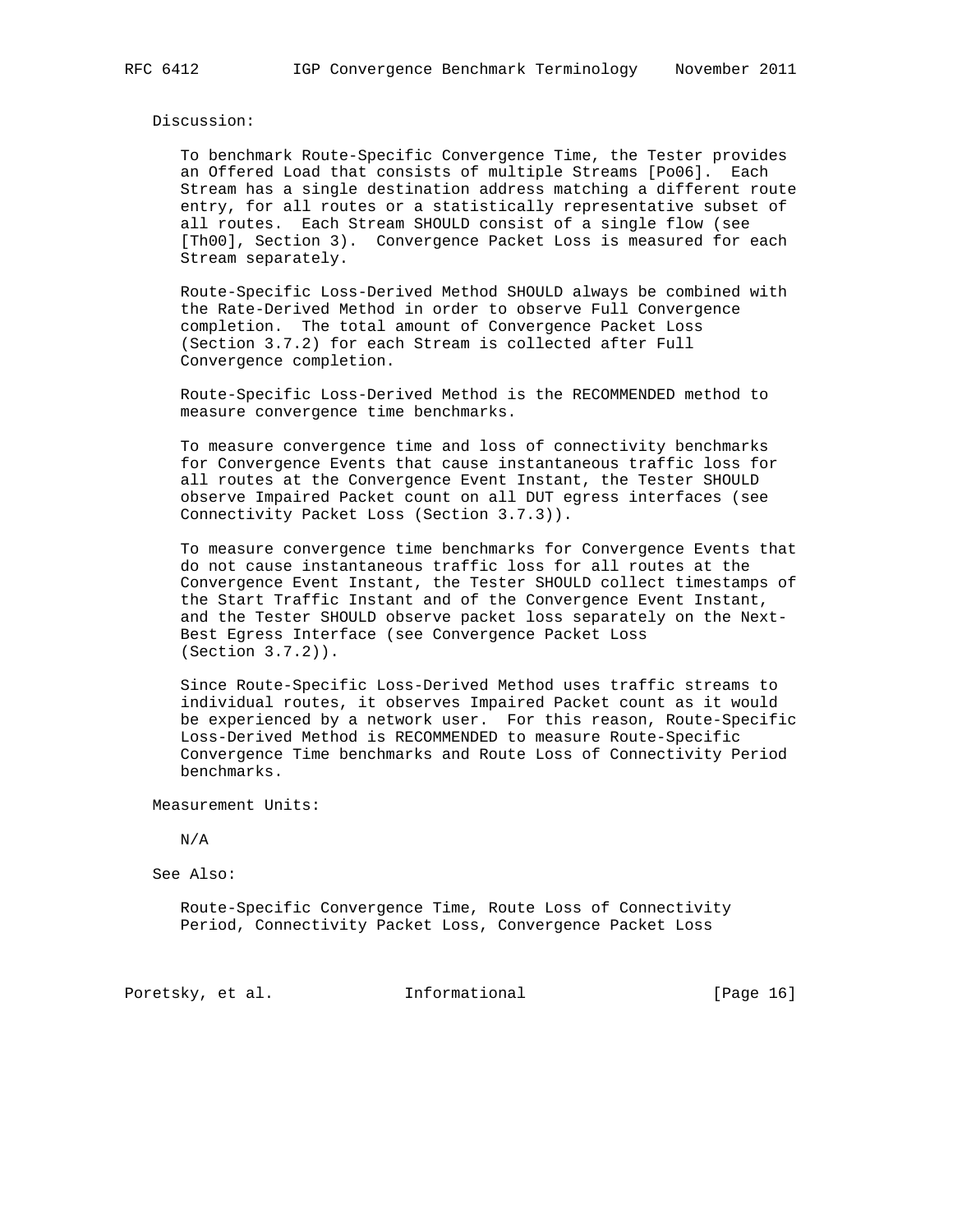Discussion:

To benchmark Route-Specific Convergence Time, the Tester provides an Offered Load that consists of multiple Streams [Po06]. Each Stream has a single destination address matching a different route entry, for all routes or a statistically representative subset of all routes. Each Stream SHOULD consist of a single flow (see [Th00], Section 3). Convergence Packet Loss is measured for each Stream separately.

Route-Specific Loss-Derived Method SHOULD always be combined with the Rate-Derived Method in order to observe Full Convergence completion. The total amount of Convergence Packet Loss (Section 3.7.2) for each Stream is collected after Full Convergence completion.

Route-Specific Loss-Derived Method is the RECOMMENDED method to measure convergence time benchmarks.

To measure convergence time and loss of connectivity benchmarks for Convergence Events that cause instantaneous traffic loss for all routes at the Convergence Event Instant, the Tester SHOULD observe Impaired Packet count on all DUT egress interfaces (see Connectivity Packet Loss (Section 3.7.3)).

To measure convergence time benchmarks for Convergence Events that do not cause instantaneous traffic loss for all routes at the Convergence Event Instant, the Tester SHOULD collect timestamps of the Start Traffic Instant and of the Convergence Event Instant, and the Tester SHOULD observe packet loss separately on the Next-Best Egress Interface (see Convergence Packet Loss (Section 3.7.2)).

Since Route-Specific Loss-Derived Method uses traffic streams to individual routes, it observes Impaired Packet count as it would be experienced by a network user. For this reason, Route-Specific Loss-Derived Method is RECOMMENDED to measure Route-Specific Convergence Time benchmarks and Route Loss of Connectivity Period benchmarks.

Measurement Units:

N/A

See Also:

Route-Specific Convergence Time, Route Loss of Connectivity Period, Connectivity Packet Loss, Convergence Packet Loss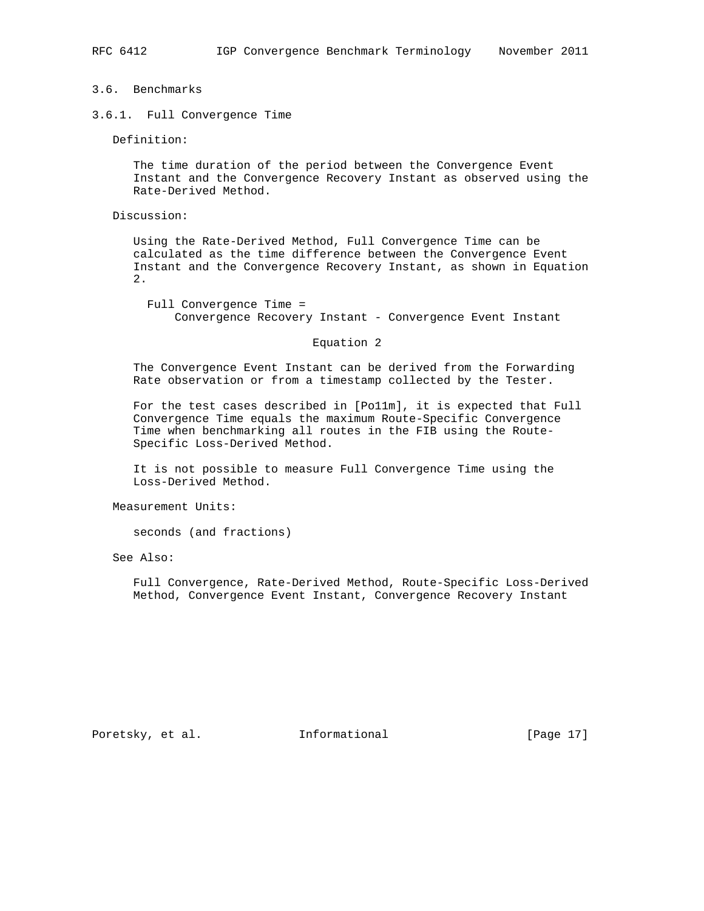### 3.6. Benchmarks

#### 3.6.1. Full Convergence Time

Definition:

The time duration of the period between the Convergence Event Instant and the Convergence Recovery Instant as observed using the Rate-Derived Method.

Discussion:

Using the Rate-Derived Method, Full Convergence Time can be calculated as the time difference between the Convergence Event Instant and the Convergence Recovery Instant, as shown in Equation 2.

```
Full Convergence Time =
    Convergence Recovery Instant - Convergence Event Instant
```

Equation 2

The Convergence Event Instant can be derived from the Forwarding Rate observation or from a timestamp collected by the Tester.

For the test cases described in [Po11m], it is expected that Full Convergence Time equals the maximum Route-Specific Convergence Time when benchmarking all routes in the FIB using the Route-Specific Loss-Derived Method.

It is not possible to measure Full Convergence Time using the Loss-Derived Method.

Measurement Units:

seconds (and fractions)

See Also:

Full Convergence, Rate-Derived Method, Route-Specific Loss-Derived Method, Convergence Event Instant, Convergence Recovery Instant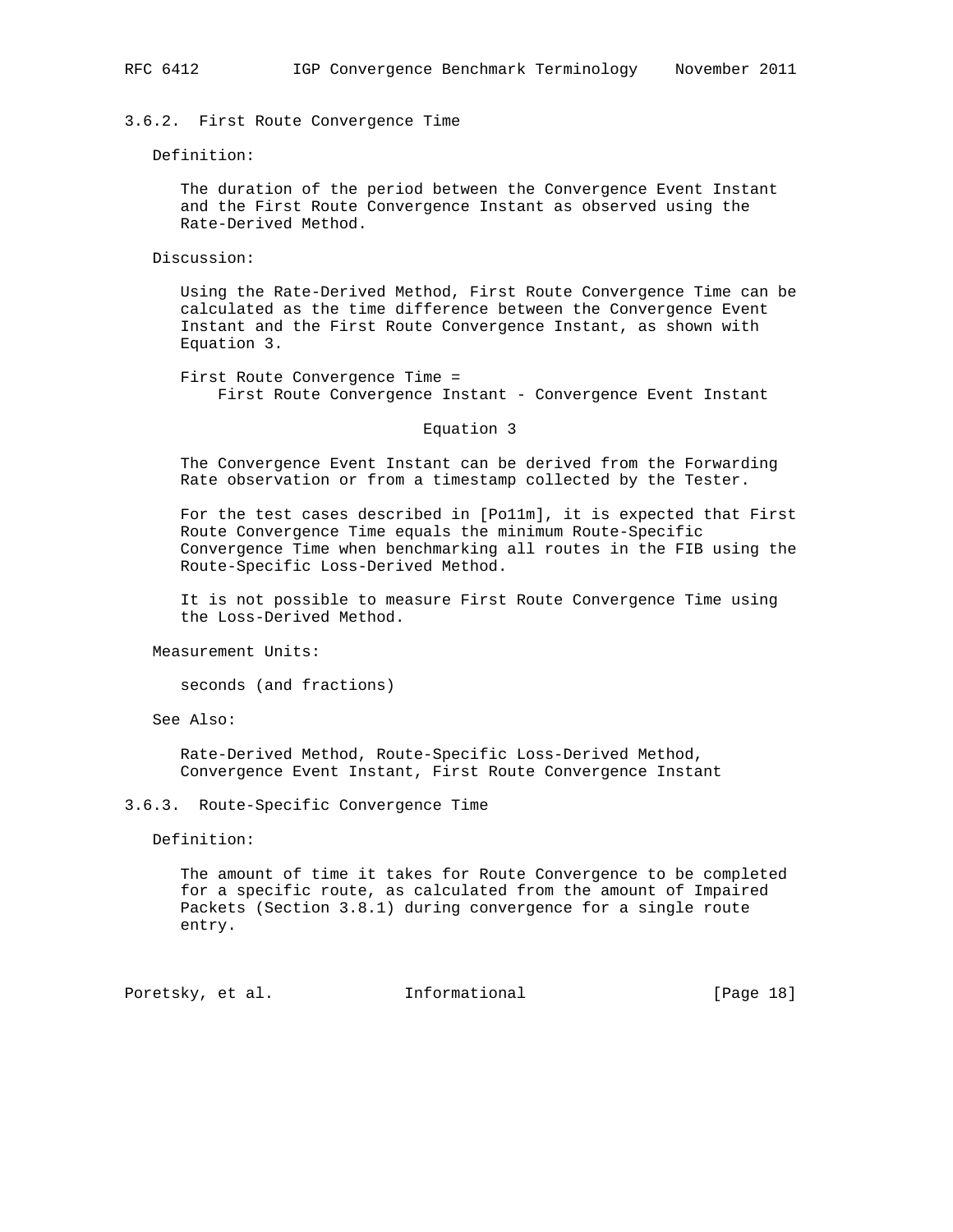### 3.6.2. First Route Convergence Time

Definition:

The duration of the period between the Convergence Event Instant and the First Route Convergence Instant as observed using the Rate-Derived Method.

Discussion:

Using the Rate-Derived Method, First Route Convergence Time can be calculated as the time difference between the Convergence Event Instant and the First Route Convergence Instant, as shown with Equation 3.

```
First Route Convergence Time =
    First Route Convergence Instant - Convergence Event Instant
```

Equation 3

The Convergence Event Instant can be derived from the Forwarding Rate observation or from a timestamp collected by the Tester.

For the test cases described in [Po11m], it is expected that First Route Convergence Time equals the minimum Route-Specific Convergence Time when benchmarking all routes in the FIB using the Route-Specific Loss-Derived Method.

It is not possible to measure First Route Convergence Time using the Loss-Derived Method.

Measurement Units:

seconds (and fractions)

See Also:

Rate-Derived Method, Route-Specific Loss-Derived Method, Convergence Event Instant, First Route Convergence Instant

### 3.6.3. Route-Specific Convergence Time

Definition:

The amount of time it takes for Route Convergence to be completed for a specific route, as calculated from the amount of Impaired Packets (Section 3.8.1) during convergence for a single route entry.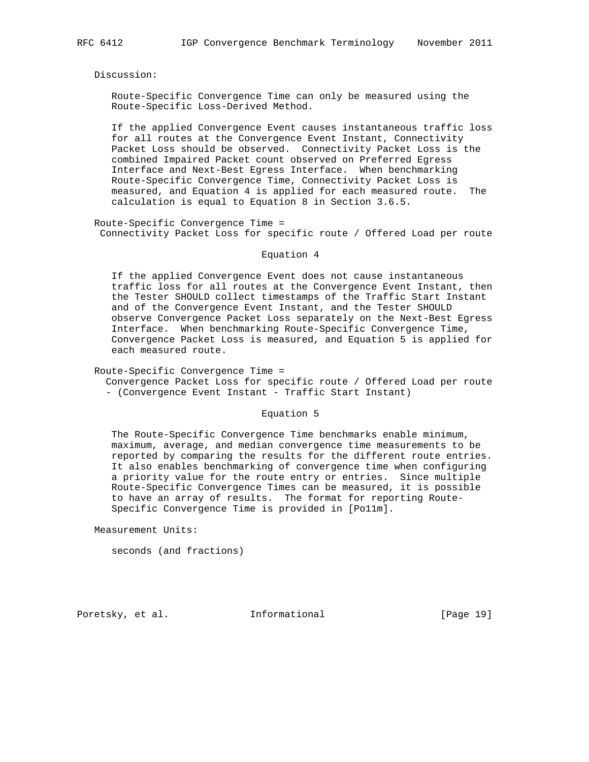Discussion:

Route-Specific Convergence Time can only be measured using the Route-Specific Loss-Derived Method.

If the applied Convergence Event causes instantaneous traffic loss for all routes at the Convergence Event Instant, Connectivity Packet Loss should be observed. Connectivity Packet Loss is the combined Impaired Packet count observed on Preferred Egress Interface and Next-Best Egress Interface. When benchmarking Route-Specific Convergence Time, Connectivity Packet Loss is measured, and Equation 4 is applied for each measured route. The calculation is equal to Equation 8 in Section 3.6.5.

```
Route-Specific Convergence Time =
 Connectivity Packet Loss for specific route / Offered Load per route
```

Equation 4

If the applied Convergence Event does not cause instantaneous traffic loss for all routes at the Convergence Event Instant, then the Tester SHOULD collect timestamps of the Traffic Start Instant and of the Convergence Event Instant, and the Tester SHOULD observe Convergence Packet Loss separately on the Next-Best Egress Interface. When benchmarking Route-Specific Convergence Time, Convergence Packet Loss is measured, and Equation 5 is applied for each measured route.

```
Route-Specific Convergence Time =
  Convergence Packet Loss for specific route / Offered Load per route
  - (Convergence Event Instant - Traffic Start Instant)
```

Equation 5

The Route-Specific Convergence Time benchmarks enable minimum, maximum, average, and median convergence time measurements to be reported by comparing the results for the different route entries. It also enables benchmarking of convergence time when configuring a priority value for the route entry or entries. Since multiple Route-Specific Convergence Times can be measured, it is possible to have an array of results. The format for reporting Route-Specific Convergence Time is provided in [Po11m].

Measurement Units:

seconds (and fractions)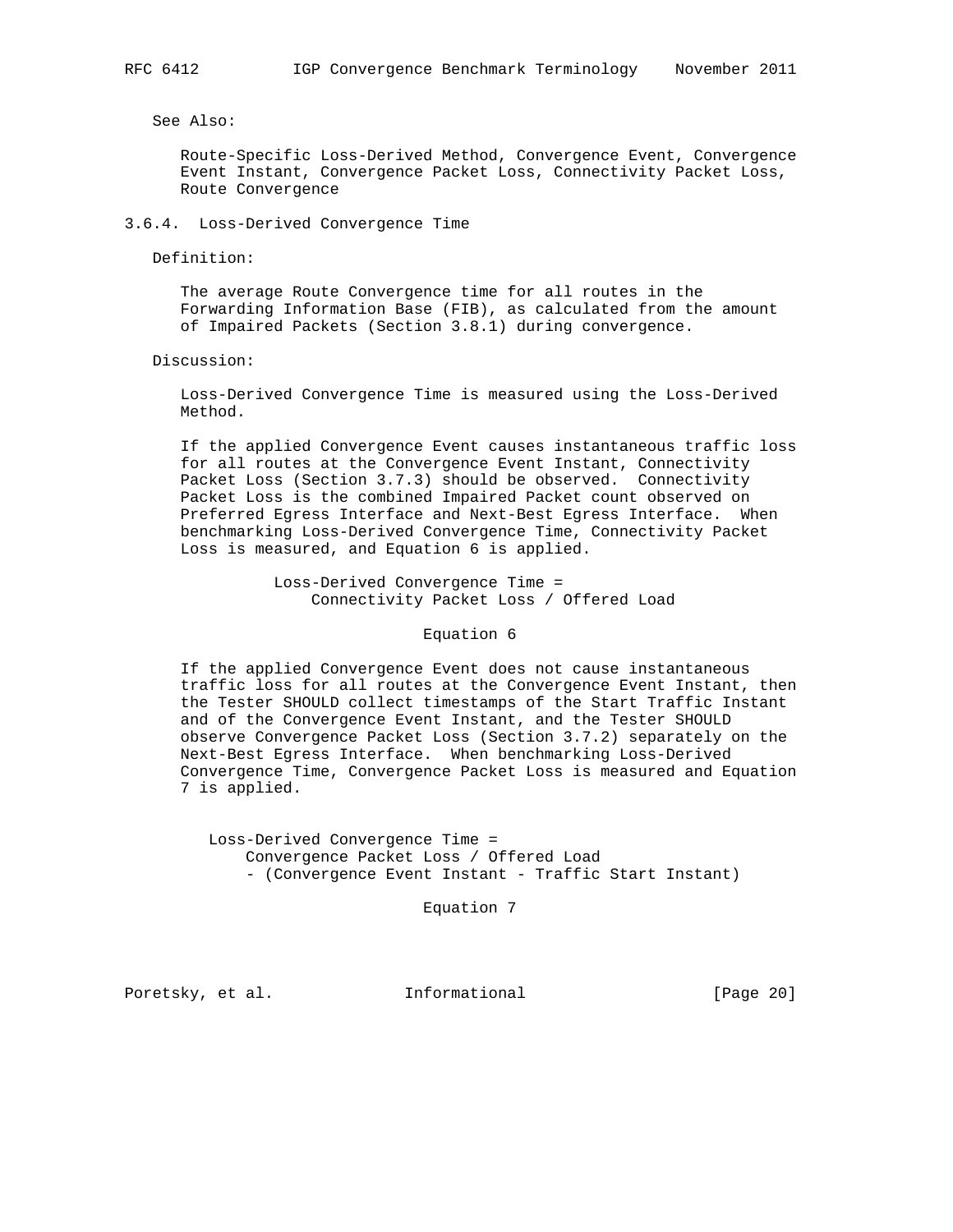See Also:

Route-Specific Loss-Derived Method, Convergence Event, Convergence Event Instant, Convergence Packet Loss, Connectivity Packet Loss, Route Convergence

### 3.6.4. Loss-Derived Convergence Time

Definition:

The average Route Convergence time for all routes in the Forwarding Information Base (FIB), as calculated from the amount of Impaired Packets (Section 3.8.1) during convergence.

Discussion:

Loss-Derived Convergence Time is measured using the Loss-Derived Method.

If the applied Convergence Event causes instantaneous traffic loss for all routes at the Convergence Event Instant, Connectivity Packet Loss (Section 3.7.3) should be observed. Connectivity Packet Loss is the combined Impaired Packet count observed on Preferred Egress Interface and Next-Best Egress Interface. When benchmarking Loss-Derived Convergence Time, Connectivity Packet Loss is measured, and Equation 6 is applied.

```
Loss-Derived Convergence Time =
    Connectivity Packet Loss / Offered Load
```

Equation 6

If the applied Convergence Event does not cause instantaneous traffic loss for all routes at the Convergence Event Instant, then the Tester SHOULD collect timestamps of the Start Traffic Instant and of the Convergence Event Instant, and the Tester SHOULD observe Convergence Packet Loss (Section 3.7.2) separately on the Next-Best Egress Interface. When benchmarking Loss-Derived Convergence Time, Convergence Packet Loss is measured and Equation 7 is applied.

```
Loss-Derived Convergence Time =
    Convergence Packet Loss / Offered Load
    - (Convergence Event Instant - Traffic Start Instant)
```

Equation 7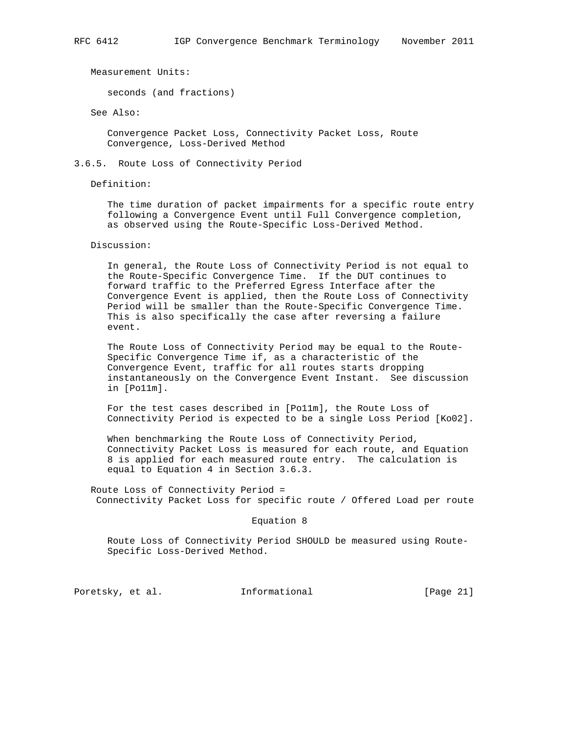Measurement Units:

seconds (and fractions)

See Also:

Convergence Packet Loss, Connectivity Packet Loss, Route Convergence, Loss-Derived Method

### 3.6.5. Route Loss of Connectivity Period

Definition:

The time duration of packet impairments for a specific route entry following a Convergence Event until Full Convergence completion, as observed using the Route-Specific Loss-Derived Method.

Discussion:

In general, the Route Loss of Connectivity Period is not equal to the Route-Specific Convergence Time. If the DUT continues to forward traffic to the Preferred Egress Interface after the Convergence Event is applied, then the Route Loss of Connectivity Period will be smaller than the Route-Specific Convergence Time. This is also specifically the case after reversing a failure event.

The Route Loss of Connectivity Period may be equal to the Route-Specific Convergence Time if, as a characteristic of the Convergence Event, traffic for all routes starts dropping instantaneously on the Convergence Event Instant. See discussion in [Po11m].

For the test cases described in [Po11m], the Route Loss of Connectivity Period is expected to be a single Loss Period [Ko02].

When benchmarking the Route Loss of Connectivity Period, Connectivity Packet Loss is measured for each route, and Equation 8 is applied for each measured route entry. The calculation is equal to Equation 4 in Section 3.6.3.

```
Route Loss of Connectivity Period =
 Connectivity Packet Loss for specific route / Offered Load per route

                              Equation 8
```

Route Loss of Connectivity Period SHOULD be measured using Route-Specific Loss-Derived Method.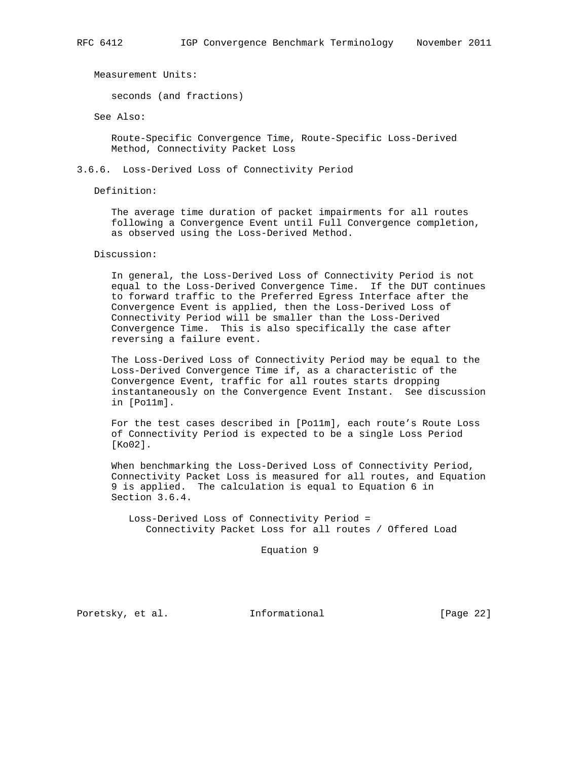Measurement Units:

seconds (and fractions)

See Also:

Route-Specific Convergence Time, Route-Specific Loss-Derived Method, Connectivity Packet Loss

### 3.6.6. Loss-Derived Loss of Connectivity Period

Definition:

The average time duration of packet impairments for all routes following a Convergence Event until Full Convergence completion, as observed using the Loss-Derived Method.

Discussion:

In general, the Loss-Derived Loss of Connectivity Period is not equal to the Loss-Derived Convergence Time. If the DUT continues to forward traffic to the Preferred Egress Interface after the Convergence Event is applied, then the Loss-Derived Loss of Connectivity Period will be smaller than the Loss-Derived Convergence Time. This is also specifically the case after reversing a failure event.

The Loss-Derived Loss of Connectivity Period may be equal to the Loss-Derived Convergence Time if, as a characteristic of the Convergence Event, traffic for all routes starts dropping instantaneously on the Convergence Event Instant. See discussion in [Po11m].

For the test cases described in [Po11m], each route's Route Loss of Connectivity Period is expected to be a single Loss Period [Ko02].

When benchmarking the Loss-Derived Loss of Connectivity Period, Connectivity Packet Loss is measured for all routes, and Equation 9 is applied. The calculation is equal to Equation 6 in Section 3.6.4.

```
   Loss-Derived Loss of Connectivity Period =
      Connectivity Packet Loss for all routes / Offered Load

                             Equation 9
```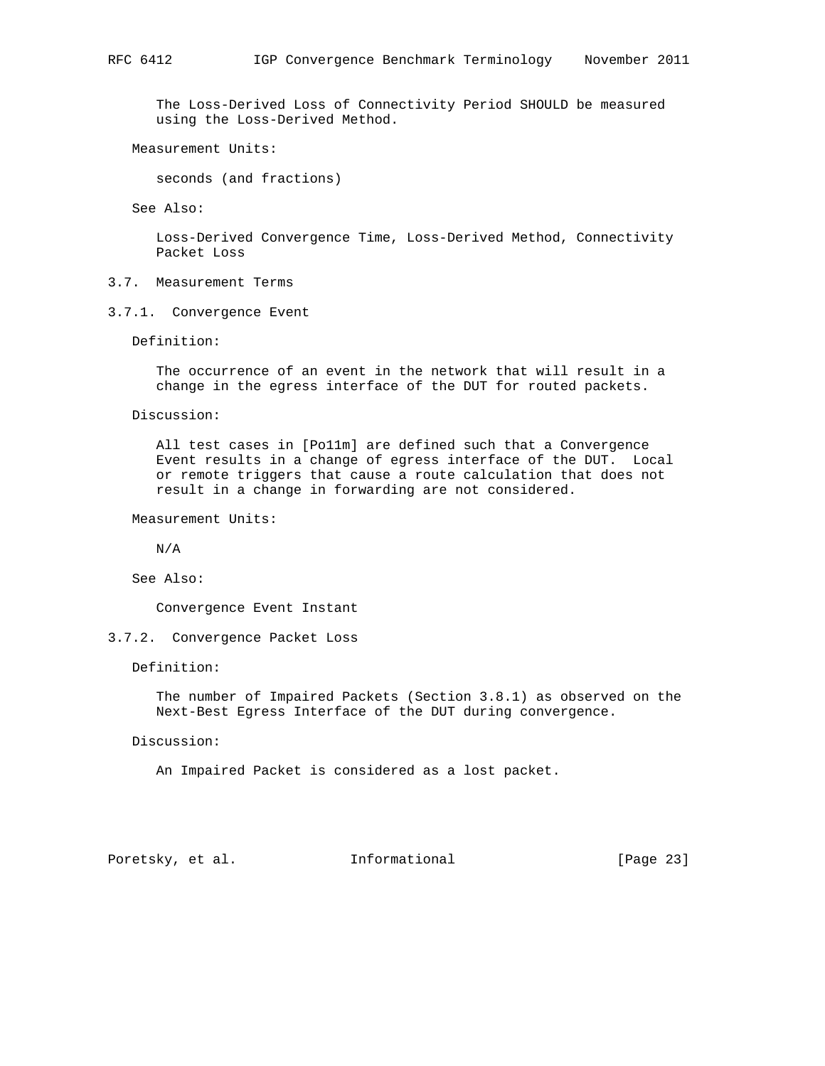The Loss-Derived Loss of Connectivity Period SHOULD be measured using the Loss-Derived Method.

Measurement Units:

seconds (and fractions)

See Also:

Loss-Derived Convergence Time, Loss-Derived Method, Connectivity Packet Loss

### 3.7. Measurement Terms

#### 3.7.1. Convergence Event

Definition:

The occurrence of an event in the network that will result in a change in the egress interface of the DUT for routed packets.

Discussion:

All test cases in [Po11m] are defined such that a Convergence Event results in a change of egress interface of the DUT. Local or remote triggers that cause a route calculation that does not result in a change in forwarding are not considered.

Measurement Units:

N/A

See Also:

Convergence Event Instant

#### 3.7.2. Convergence Packet Loss

Definition:

The number of Impaired Packets (Section 3.8.1) as observed on the Next-Best Egress Interface of the DUT during convergence.

Discussion:

An Impaired Packet is considered as a lost packet.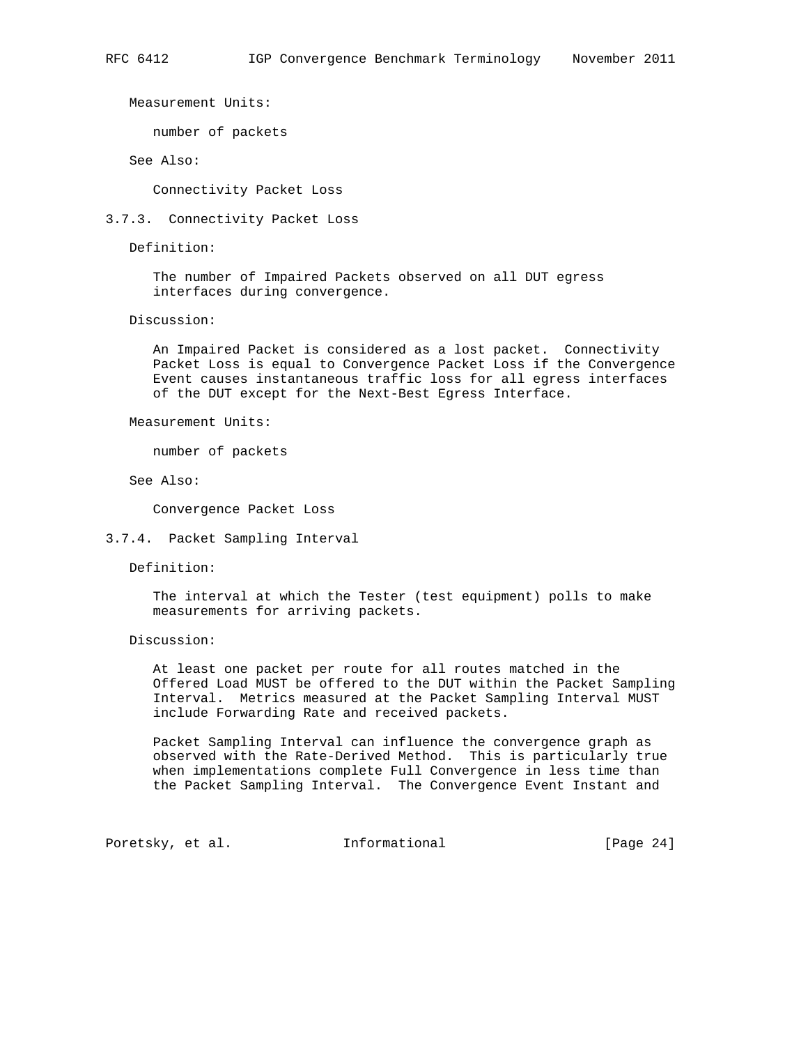Measurement Units:

number of packets

See Also:

Connectivity Packet Loss

### 3.7.3. Connectivity Packet Loss

Definition:

The number of Impaired Packets observed on all DUT egress interfaces during convergence.

Discussion:

An Impaired Packet is considered as a lost packet. Connectivity Packet Loss is equal to Convergence Packet Loss if the Convergence Event causes instantaneous traffic loss for all egress interfaces of the DUT except for the Next-Best Egress Interface.

Measurement Units:

number of packets

See Also:

Convergence Packet Loss

### 3.7.4. Packet Sampling Interval

Definition:

The interval at which the Tester (test equipment) polls to make measurements for arriving packets.

Discussion:

At least one packet per route for all routes matched in the Offered Load MUST be offered to the DUT within the Packet Sampling Interval. Metrics measured at the Packet Sampling Interval MUST include Forwarding Rate and received packets.

Packet Sampling Interval can influence the convergence graph as observed with the Rate-Derived Method. This is particularly true when implementations complete Full Convergence in less time than the Packet Sampling Interval. The Convergence Event Instant and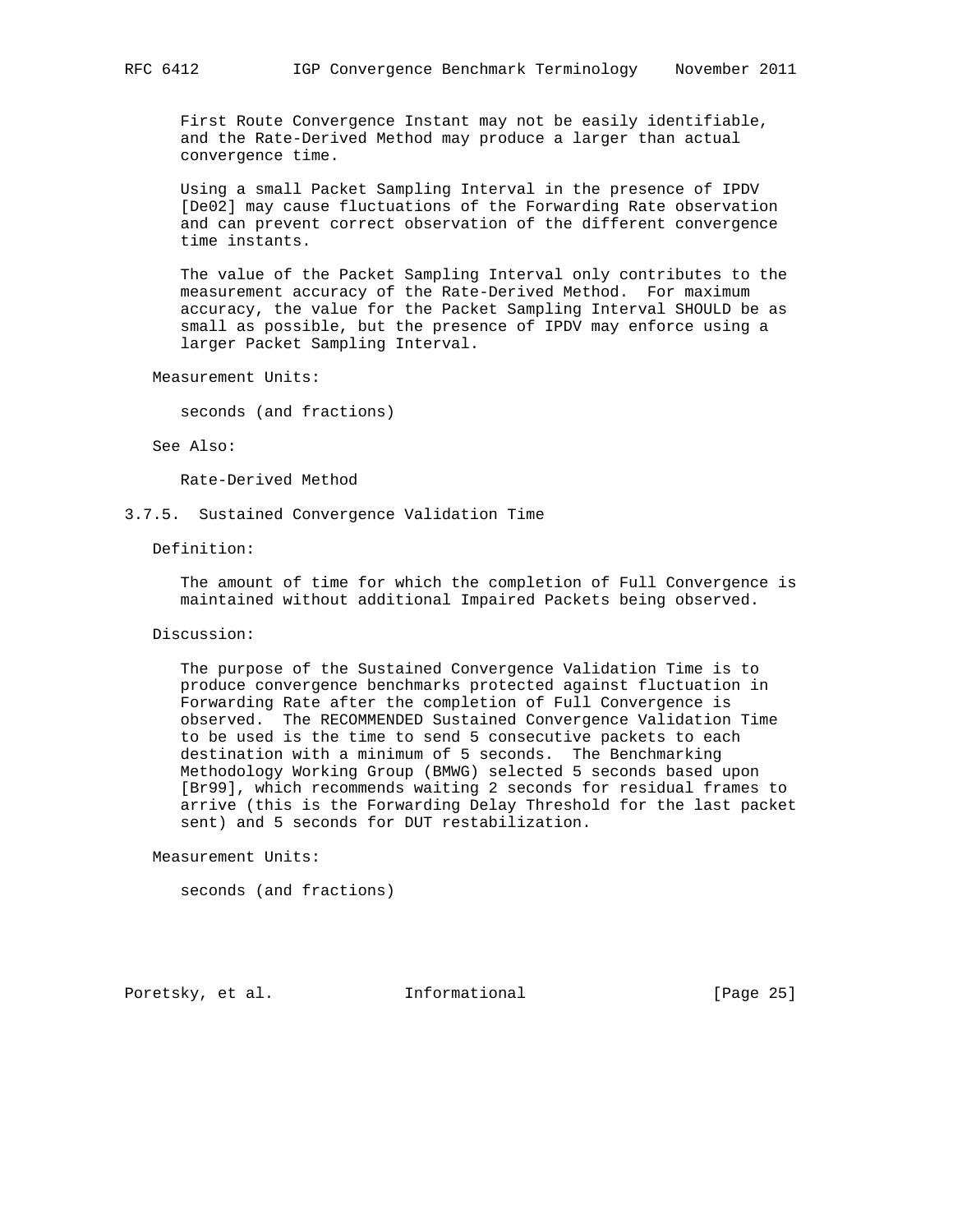First Route Convergence Instant may not be easily identifiable, and the Rate-Derived Method may produce a larger than actual convergence time.

Using a small Packet Sampling Interval in the presence of IPDV [De02] may cause fluctuations of the Forwarding Rate observation and can prevent correct observation of the different convergence time instants.

The value of the Packet Sampling Interval only contributes to the measurement accuracy of the Rate-Derived Method. For maximum accuracy, the value for the Packet Sampling Interval SHOULD be as small as possible, but the presence of IPDV may enforce using a larger Packet Sampling Interval.

Measurement Units:

seconds (and fractions)

See Also:

Rate-Derived Method

### 3.7.5. Sustained Convergence Validation Time

Definition:

The amount of time for which the completion of Full Convergence is maintained without additional Impaired Packets being observed.

Discussion:

The purpose of the Sustained Convergence Validation Time is to produce convergence benchmarks protected against fluctuation in Forwarding Rate after the completion of Full Convergence is observed. The RECOMMENDED Sustained Convergence Validation Time to be used is the time to send 5 consecutive packets to each destination with a minimum of 5 seconds. The Benchmarking Methodology Working Group (BMWG) selected 5 seconds based upon [Br99], which recommends waiting 2 seconds for residual frames to arrive (this is the Forwarding Delay Threshold for the last packet sent) and 5 seconds for DUT restabilization.

Measurement Units:

seconds (and fractions)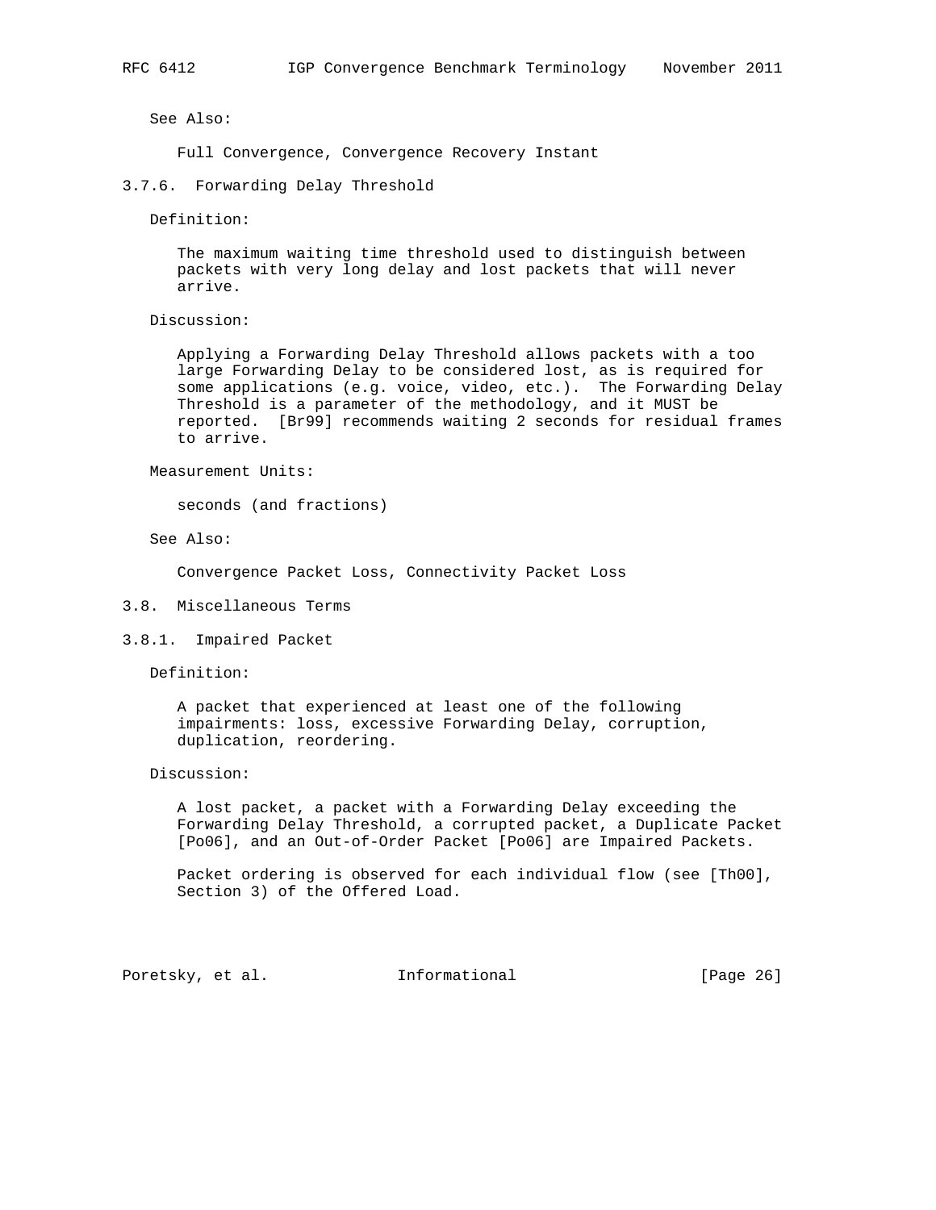See Also:

Full Convergence, Convergence Recovery Instant

### 3.7.6. Forwarding Delay Threshold

Definition:

The maximum waiting time threshold used to distinguish between packets with very long delay and lost packets that will never arrive.

Discussion:

Applying a Forwarding Delay Threshold allows packets with a too large Forwarding Delay to be considered lost, as is required for some applications (e.g. voice, video, etc.). The Forwarding Delay Threshold is a parameter of the methodology, and it MUST be reported. [Br99] recommends waiting 2 seconds for residual frames to arrive.

Measurement Units:

seconds (and fractions)

See Also:

Convergence Packet Loss, Connectivity Packet Loss

## 3.8. Miscellaneous Terms

### 3.8.1. Impaired Packet

Definition:

A packet that experienced at least one of the following impairments: loss, excessive Forwarding Delay, corruption, duplication, reordering.

Discussion:

A lost packet, a packet with a Forwarding Delay exceeding the Forwarding Delay Threshold, a corrupted packet, a Duplicate Packet [Po06], and an Out-of-Order Packet [Po06] are Impaired Packets.

Packet ordering is observed for each individual flow (see [Th00], Section 3) of the Offered Load.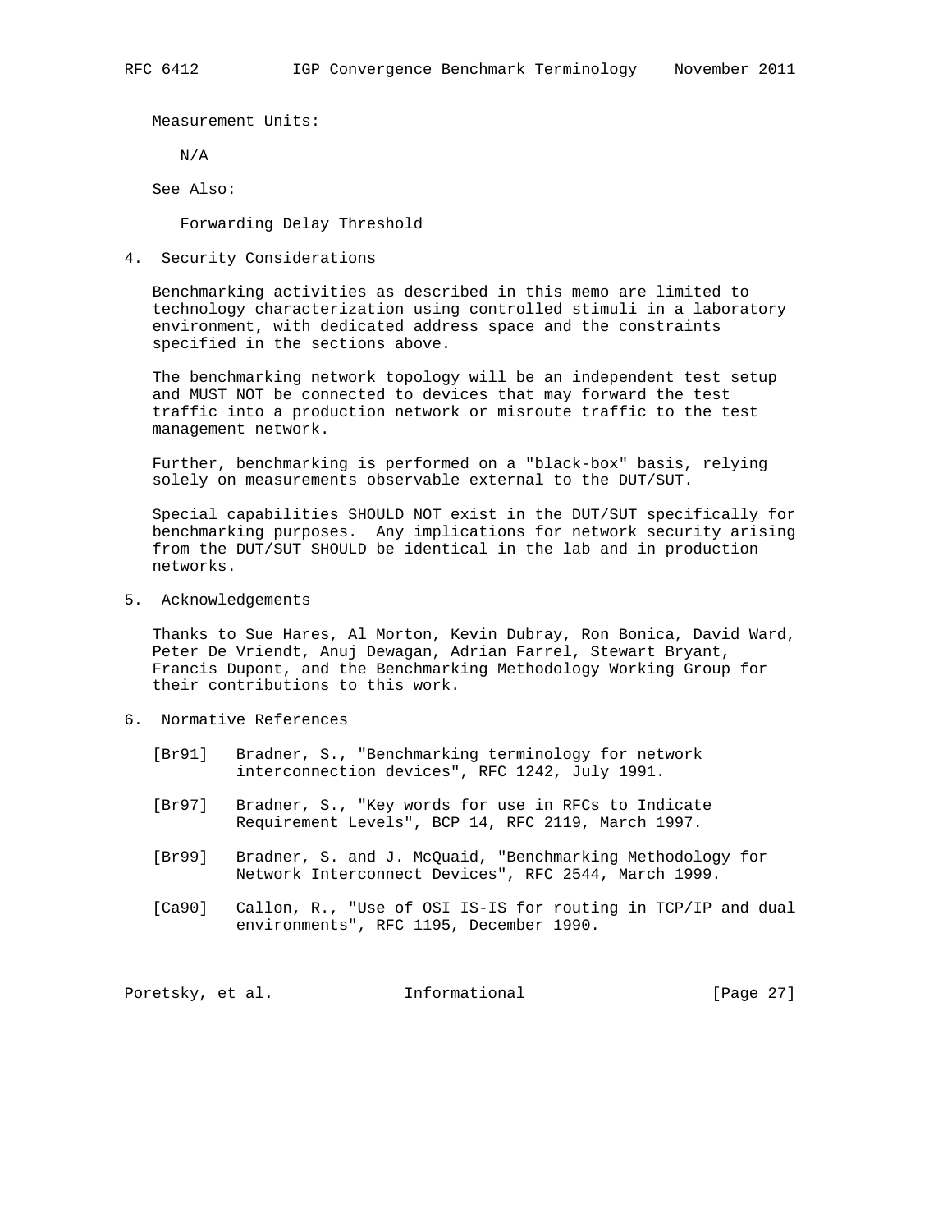Measurement Units:

N/A

See Also:

Forwarding Delay Threshold

## 4. Security Considerations

Benchmarking activities as described in this memo are limited to technology characterization using controlled stimuli in a laboratory environment, with dedicated address space and the constraints specified in the sections above.

The benchmarking network topology will be an independent test setup and MUST NOT be connected to devices that may forward the test traffic into a production network or misroute traffic to the test management network.

Further, benchmarking is performed on a "black-box" basis, relying solely on measurements observable external to the DUT/SUT.

Special capabilities SHOULD NOT exist in the DUT/SUT specifically for benchmarking purposes. Any implications for network security arising from the DUT/SUT SHOULD be identical in the lab and in production networks.

## 5. Acknowledgements

Thanks to Sue Hares, Al Morton, Kevin Dubray, Ron Bonica, David Ward, Peter De Vriendt, Anuj Dewagan, Adrian Farrel, Stewart Bryant, Francis Dupont, and the Benchmarking Methodology Working Group for their contributions to this work.

## 6. Normative References

[Br91] Bradner, S., "Benchmarking terminology for network interconnection devices", RFC 1242, July 1991.

[Br97] Bradner, S., "Key words for use in RFCs to Indicate Requirement Levels", BCP 14, RFC 2119, March 1997.

[Br99] Bradner, S. and J. McQuaid, "Benchmarking Methodology for Network Interconnect Devices", RFC 2544, March 1999.

[Ca90] Callon, R., "Use of OSI IS-IS for routing in TCP/IP and dual environments", RFC 1195, December 1990.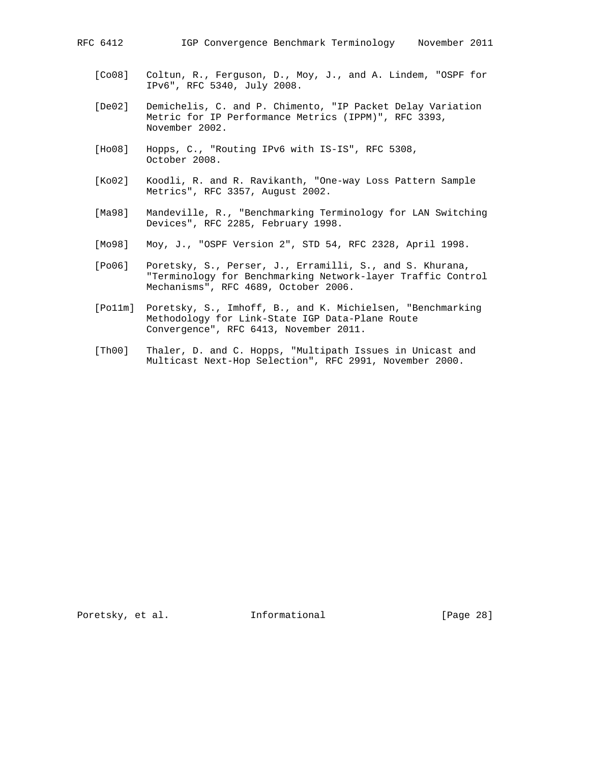[Co08] Coltun, R., Ferguson, D., Moy, J., and A. Lindem, "OSPF for IPv6", RFC 5340, July 2008.

[De02] Demichelis, C. and P. Chimento, "IP Packet Delay Variation Metric for IP Performance Metrics (IPPM)", RFC 3393, November 2002.

[Ho08] Hopps, C., "Routing IPv6 with IS-IS", RFC 5308, October 2008.

[Ko02] Koodli, R. and R. Ravikanth, "One-way Loss Pattern Sample Metrics", RFC 3357, August 2002.

[Ma98] Mandeville, R., "Benchmarking Terminology for LAN Switching Devices", RFC 2285, February 1998.

[Mo98] Moy, J., "OSPF Version 2", STD 54, RFC 2328, April 1998.

[Po06] Poretsky, S., Perser, J., Erramilli, S., and S. Khurana, "Terminology for Benchmarking Network-layer Traffic Control Mechanisms", RFC 4689, October 2006.

[Po11m] Poretsky, S., Imhoff, B., and K. Michielsen, "Benchmarking Methodology for Link-State IGP Data-Plane Route Convergence", RFC 6413, November 2011.

[Th00] Thaler, D. and C. Hopps, "Multipath Issues in Unicast and Multicast Next-Hop Selection", RFC 2991, November 2000.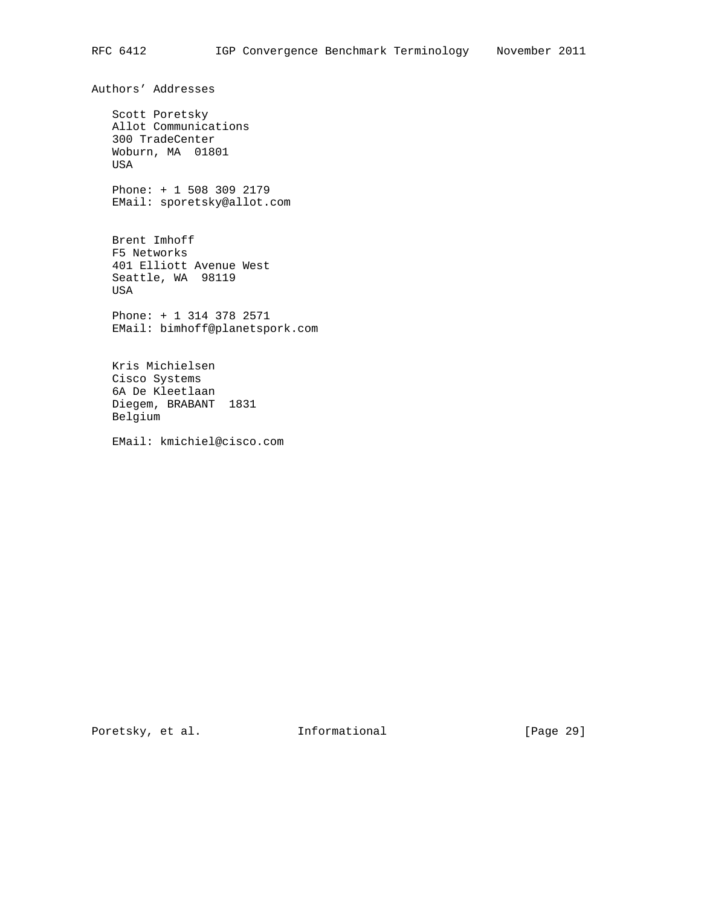# Authors' Addresses

Scott Poretsky
Allot Communications
300 TradeCenter
Woburn, MA  01801
USA

Phone: + 1 508 309 2179
EMail: sporetsky@allot.com

Brent Imhoff
F5 Networks
401 Elliott Avenue West
Seattle, WA  98119
USA

Phone: + 1 314 378 2571
EMail: bimhoff@planetspork.com

Kris Michielsen
Cisco Systems
6A De Kleetlaan
Diegem, BRABANT  1831
Belgium

EMail: kmichiel@cisco.com